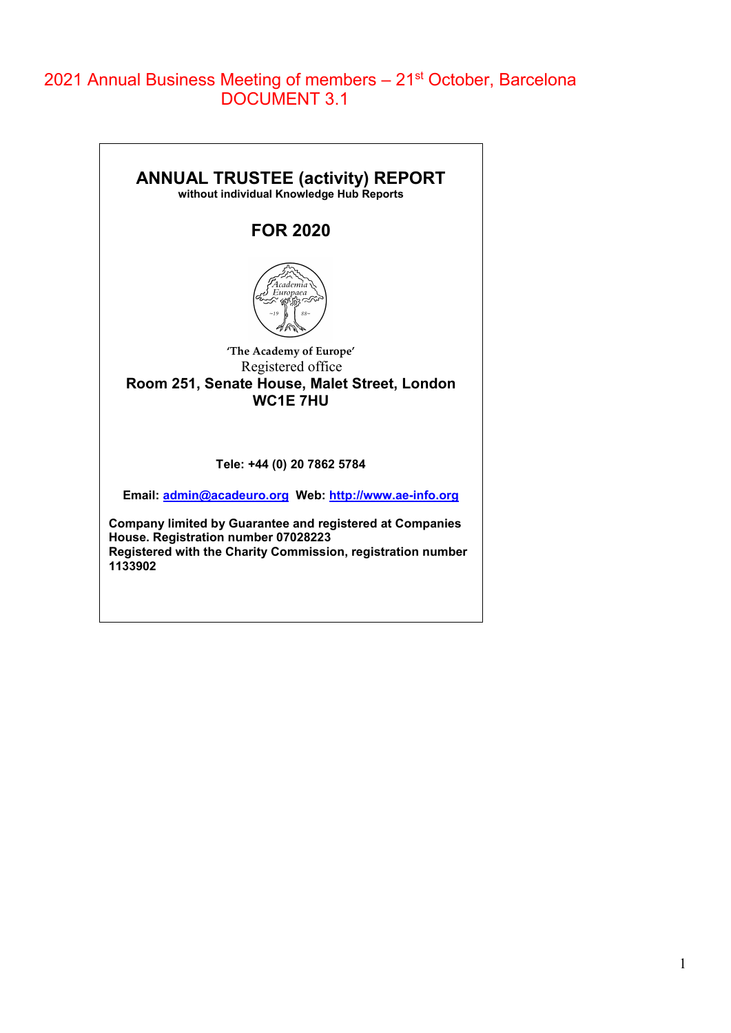2021 Annual Business Meeting of members – 21st October, Barcelona
DOCUMENT 3.1

# ANNUAL TRUSTEE (activity) REPORT

**without individual Knowledge Hub Reports**

## FOR 2020

'The Academy of Europe'

Registered office

**Room 251, Senate House, Malet Street, London WC1E 7HU**

**Tele: +44 (0) 20 7862 5784**

**Email: [admin@acadeuro.org](mailto:admin@acadeuro.org) Web: [http://www.ae-info.org](http://www.ae-info.org)**

**Company limited by Guarantee and registered at Companies House. Registration number 07028223**
**Registered with the Charity Commission, registration number 1133902**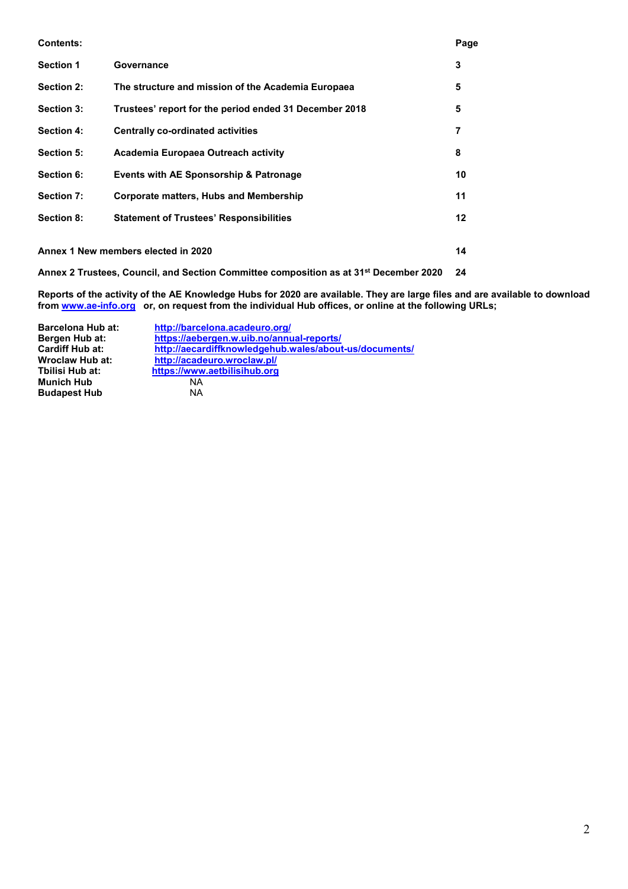| **Contents:** | | **Page** |
|---|---|---|
| **Section 1** | **Governance** | **3** |
| **Section 2:** | **The structure and mission of the Academia Europaea** | **5** |
| **Section 3:** | **Trustees' report for the period ended 31 December 2018** | **5** |
| **Section 4:** | **Centrally co-ordinated activities** | **7** |
| **Section 5:** | **Academia Europaea Outreach activity** | **8** |
| **Section 6:** | **Events with AE Sponsorship & Patronage** | **10** |
| **Section 7:** | **Corporate matters, Hubs and Membership** | **11** |
| **Section 8:** | **Statement of Trustees' Responsibilities** | **12** |
| **Annex 1 New members elected in 2020** | | **14** |
| **Annex 2 Trustees, Council, and Section Committee composition as at 31st December 2020** | | **24** |

**Reports of the activity of the AE Knowledge Hubs for 2020 are available. They are large files and are available to download from [www.ae-info.org](www.ae-info.org) or, on request from the individual Hub offices, or online at the following URLs;**

| | |
|---|---|
| **Barcelona Hub at:** | [http://barcelona.acadeuro.org/](http://barcelona.acadeuro.org/) |
| **Bergen Hub at:** | [https://aebergen.w.uib.no/annual-reports/](https://aebergen.w.uib.no/annual-reports/) |
| **Cardiff Hub at:** | [http://aecardiffknowledgehub.wales/about-us/documents/](http://aecardiffknowledgehub.wales/about-us/documents/) |
| **Wroclaw Hub at:** | [http://acadeuro.wroclaw.pl/](http://acadeuro.wroclaw.pl/) |
| **Tbilisi Hub at:** | [https://www.aetbilisihub.org](https://www.aetbilisihub.org) |
| **Munich Hub** | NA |
| **Budapest Hub** | NA |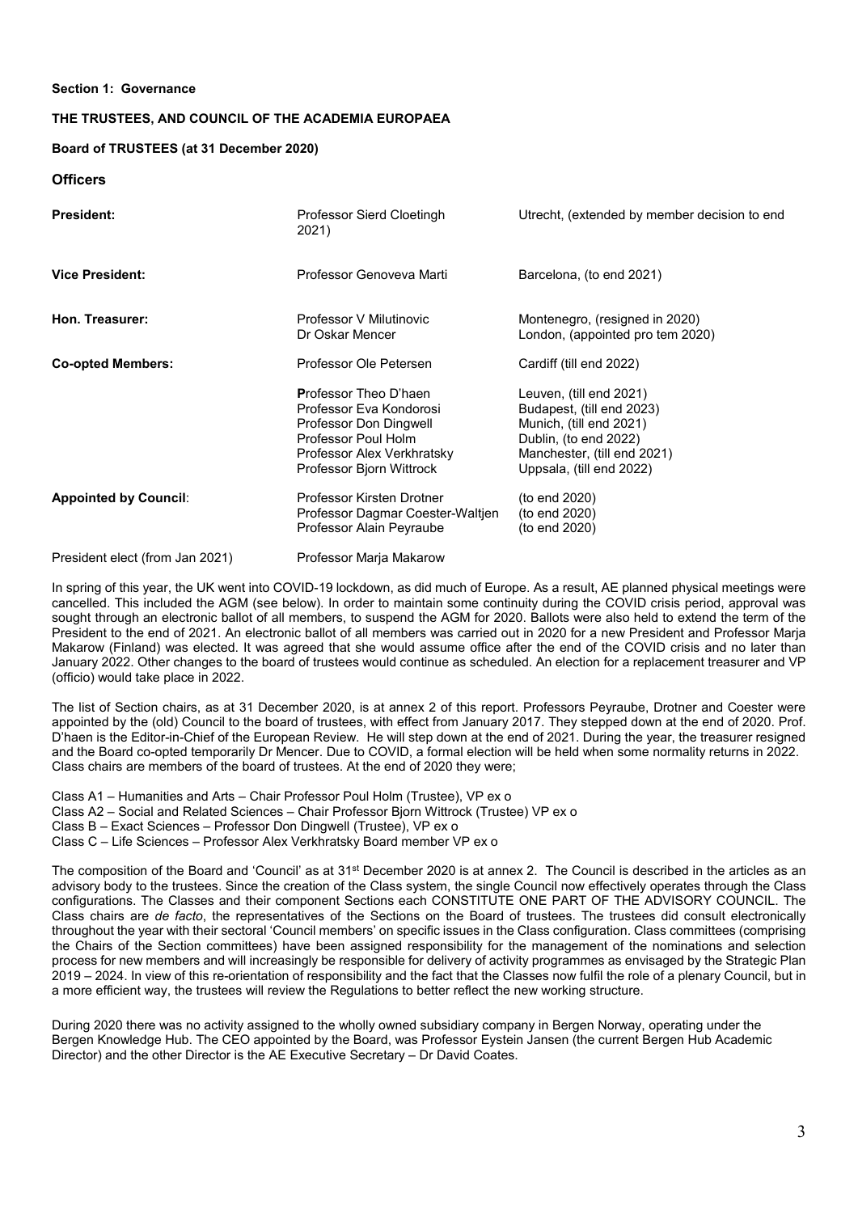**Section 1: Governance**

**THE TRUSTEES, AND COUNCIL OF THE ACADEMIA EUROPAEA**

**Board of TRUSTEES (at 31 December 2020)**

## Officers

| | | |
|---|---|---|
| **President:** | Professor Sierd Cloetingh | Utrecht, (extended by member decision to end 2021) |
| **Vice President:** | Professor Genoveva Marti | Barcelona, (to end 2021) |
| **Hon. Treasurer:** | Professor V Milutinovic | Montenegro, (resigned in 2020) |
| | Dr Oskar Mencer | London, (appointed pro tem 2020) |
| **Co-opted Members:** | Professor Ole Petersen | Cardiff (till end 2022) |
| | Professor Theo D'haen | Leuven, (till end 2021) |
| | Professor Eva Kondorosi | Budapest, (till end 2023) |
| | Professor Don Dingwell | Munich, (till end 2021) |
| | Professor Poul Holm | Dublin, (to end 2022) |
| | Professor Alex Verkhratsky | Manchester, (till end 2021) |
| | Professor Bjorn Wittrock | Uppsala, (till end 2022) |
| **Appointed by Council:** | Professor Kirsten Drotner | (to end 2020) |
| | Professor Dagmar Coester-Waltjen | (to end 2020) |
| | Professor Alain Peyraube | (to end 2020) |
| President elect (from Jan 2021) | Professor Marja Makarow | |

In spring of this year, the UK went into COVID-19 lockdown, as did much of Europe. As a result, AE planned physical meetings were cancelled. This included the AGM (see below). In order to maintain some continuity during the COVID crisis period, approval was sought through an electronic ballot of all members, to suspend the AGM for 2020. Ballots were also held to extend the term of the President to the end of 2021. An electronic ballot of all members was carried out in 2020 for a new President and Professor Marja Makarow (Finland) was elected. It was agreed that she would assume office after the end of the COVID crisis and no later than January 2022. Other changes to the board of trustees would continue as scheduled. An election for a replacement treasurer and VP (officio) would take place in 2022.

The list of Section chairs, as at 31 December 2020, is at annex 2 of this report. Professors Peyraube, Drotner and Coester were appointed by the (old) Council to the board of trustees, with effect from January 2017. They stepped down at the end of 2020. Prof. D'haen is the Editor-in-Chief of the European Review. He will step down at the end of 2021. During the year, the treasurer resigned and the Board co-opted temporarily Dr Mencer. Due to COVID, a formal election will be held when some normality returns in 2022. Class chairs are members of the board of trustees. At the end of 2020 they were;

Class A1 – Humanities and Arts – Chair Professor Poul Holm (Trustee), VP ex o
Class A2 – Social and Related Sciences – Chair Professor Bjorn Wittrock (Trustee) VP ex o
Class B – Exact Sciences – Professor Don Dingwell (Trustee), VP ex o
Class C – Life Sciences – Professor Alex Verkhratsky Board member VP ex o

The composition of the Board and 'Council' as at 31st December 2020 is at annex 2. The Council is described in the articles as an advisory body to the trustees. Since the creation of the Class system, the single Council now effectively operates through the Class configurations. The Classes and their component Sections each CONSTITUTE ONE PART OF THE ADVISORY COUNCIL. The Class chairs are *de facto*, the representatives of the Sections on the Board of trustees. The trustees did consult electronically throughout the year with their sectoral 'Council members' on specific issues in the Class configuration. Class committees (comprising the Chairs of the Section committees) have been assigned responsibility for the management of the nominations and selection process for new members and will increasingly be responsible for delivery of activity programmes as envisaged by the Strategic Plan 2019 – 2024. In view of this re-orientation of responsibility and the fact that the Classes now fulfil the role of a plenary Council, but in a more efficient way, the trustees will review the Regulations to better reflect the new working structure.

During 2020 there was no activity assigned to the wholly owned subsidiary company in Bergen Norway, operating under the Bergen Knowledge Hub. The CEO appointed by the Board, was Professor Eystein Jansen (the current Bergen Hub Academic Director) and the other Director is the AE Executive Secretary – Dr David Coates.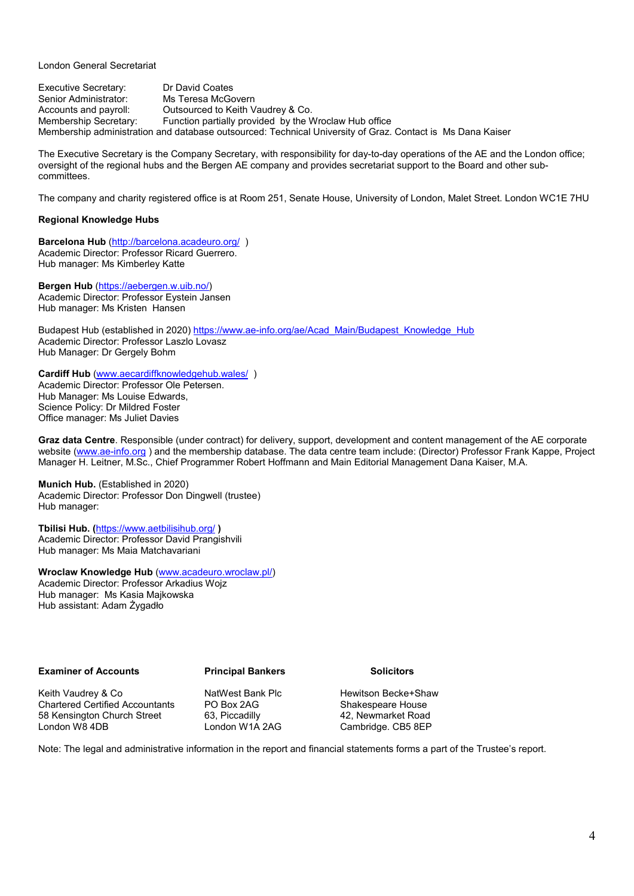London General Secretariat

Executive Secretary: Dr David Coates
Senior Administrator: Ms Teresa McGovern
Accounts and payroll: Outsourced to Keith Vaudrey & Co.
Membership Secretary: Function partially provided by the Wroclaw Hub office
Membership administration and database outsourced: Technical University of Graz. Contact is Ms Dana Kaiser

The Executive Secretary is the Company Secretary, with responsibility for day-to-day operations of the AE and the London office; oversight of the regional hubs and the Bergen AE company and provides secretariat support to the Board and other sub-committees.

The company and charity registered office is at Room 251, Senate House, University of London, Malet Street. London WC1E 7HU

**Regional Knowledge Hubs**

**Barcelona Hub** (http://barcelona.acadeuro.org/ )
Academic Director: Professor Ricard Guerrero.
Hub manager: Ms Kimberley Katte

**Bergen Hub** (https://aebergen.w.uib.no/)
Academic Director: Professor Eystein Jansen
Hub manager: Ms Kristen Hansen

Budapest Hub (established in 2020) https://www.ae-info.org/ae/Acad_Main/Budapest_Knowledge_Hub
Academic Director: Professor Laszlo Lovasz
Hub Manager: Dr Gergely Bohm

**Cardiff Hub** (www.aecardiffknowledgehub.wales/ )
Academic Director: Professor Ole Petersen.
Hub Manager: Ms Louise Edwards,
Science Policy: Dr Mildred Foster
Office manager: Ms Juliet Davies

**Graz data Centre**. Responsible (under contract) for delivery, support, development and content management of the AE corporate website (www.ae-info.org ) and the membership database. The data centre team include: (Director) Professor Frank Kappe, Project Manager H. Leitner, M.Sc., Chief Programmer Robert Hoffmann and Main Editorial Management Dana Kaiser, M.A.

**Munich Hub.** (Established in 2020)
Academic Director: Professor Don Dingwell (trustee)
Hub manager:

**Tbilisi Hub. (**https://www.aetbilisihub.org/ **)**
Academic Director: Professor David Prangishvili
Hub manager: Ms Maia Matchavariani

**Wroclaw Knowledge Hub** (www.acadeuro.wroclaw.pl/)
Academic Director: Professor Arkadius Wojz
Hub manager: Ms Kasia Majkowska
Hub assistant: Adam Żygadło

| **Examiner of Accounts** | **Principal Bankers** | **Solicitors** |
|---|---|---|
| Keith Vaudrey & Co<br>Chartered Certified Accountants<br>58 Kensington Church Street<br>London W8 4DB | NatWest Bank Plc<br>PO Box 2AG<br>63, Piccadilly<br>London W1A 2AG | Hewitson Becke+Shaw<br>Shakespeare House<br>42, Newmarket Road<br>Cambridge. CB5 8EP |

Note: The legal and administrative information in the report and financial statements forms a part of the Trustee's report.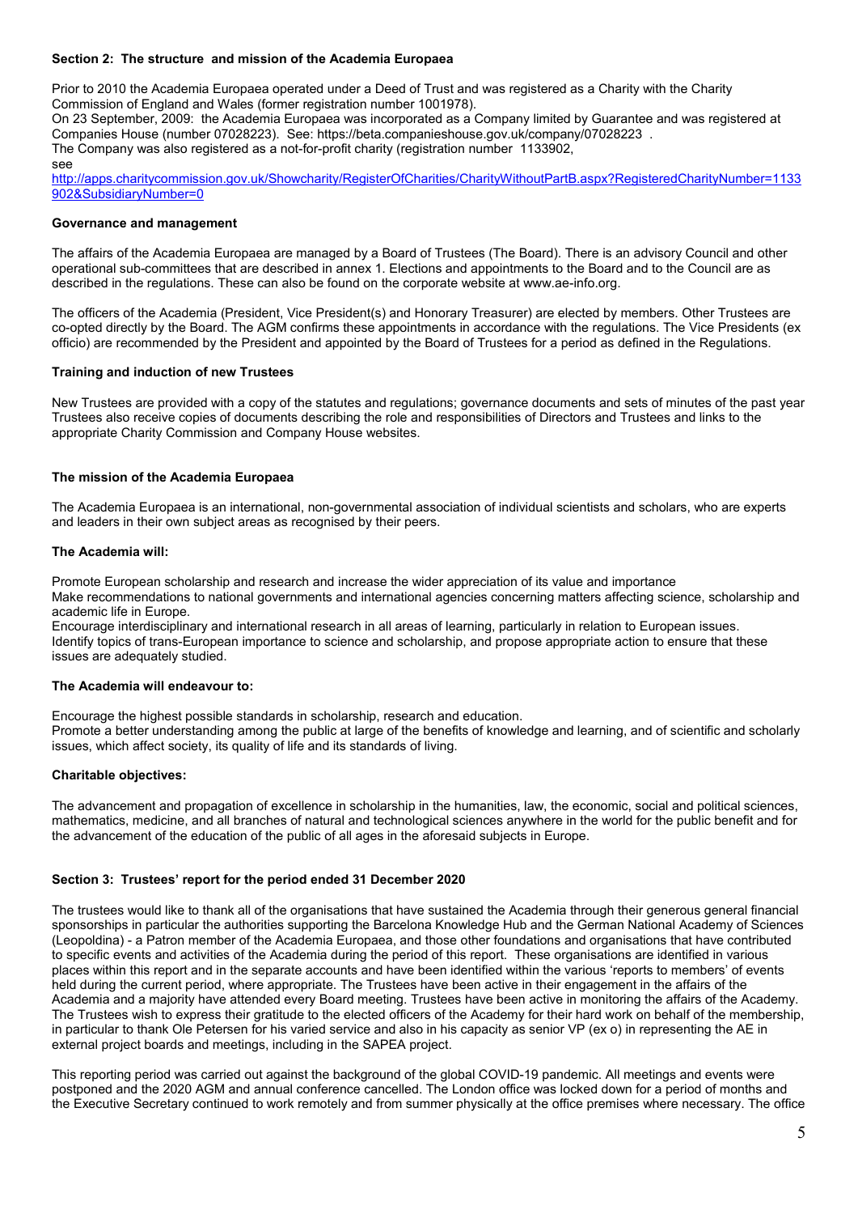### Section 2: The structure and mission of the Academia Europaea

Prior to 2010 the Academia Europaea operated under a Deed of Trust and was registered as a Charity with the Charity Commission of England and Wales (former registration number 1001978).
On 23 September, 2009: the Academia Europaea was incorporated as a Company limited by Guarantee and was registered at Companies House (number 07028223). See: https://beta.companieshouse.gov.uk/company/07028223 .
The Company was also registered as a not-for-profit charity (registration number 1133902, see
http://apps.charitycommission.gov.uk/Showcharity/RegisterOfCharities/CharityWithoutPartB.aspx?RegisteredCharityNumber=1133902&SubsidiaryNumber=0

#### Governance and management

The affairs of the Academia Europaea are managed by a Board of Trustees (The Board). There is an advisory Council and other operational sub-committees that are described in annex 1. Elections and appointments to the Board and to the Council are as described in the regulations. These can also be found on the corporate website at www.ae-info.org.

The officers of the Academia (President, Vice President(s) and Honorary Treasurer) are elected by members. Other Trustees are co-opted directly by the Board. The AGM confirms these appointments in accordance with the regulations. The Vice Presidents (ex officio) are recommended by the President and appointed by the Board of Trustees for a period as defined in the Regulations.

#### Training and induction of new Trustees

New Trustees are provided with a copy of the statutes and regulations; governance documents and sets of minutes of the past year Trustees also receive copies of documents describing the role and responsibilities of Directors and Trustees and links to the appropriate Charity Commission and Company House websites.

#### The mission of the Academia Europaea

The Academia Europaea is an international, non-governmental association of individual scientists and scholars, who are experts and leaders in their own subject areas as recognised by their peers.

#### The Academia will:

Promote European scholarship and research and increase the wider appreciation of its value and importance
Make recommendations to national governments and international agencies concerning matters affecting science, scholarship and academic life in Europe.
Encourage interdisciplinary and international research in all areas of learning, particularly in relation to European issues.
Identify topics of trans-European importance to science and scholarship, and propose appropriate action to ensure that these issues are adequately studied.

#### The Academia will endeavour to:

Encourage the highest possible standards in scholarship, research and education.
Promote a better understanding among the public at large of the benefits of knowledge and learning, and of scientific and scholarly issues, which affect society, its quality of life and its standards of living.

#### Charitable objectives:

The advancement and propagation of excellence in scholarship in the humanities, law, the economic, social and political sciences, mathematics, medicine, and all branches of natural and technological sciences anywhere in the world for the public benefit and for the advancement of the education of the public of all ages in the aforesaid subjects in Europe.

### Section 3: Trustees' report for the period ended 31 December 2020

The trustees would like to thank all of the organisations that have sustained the Academia through their generous general financial sponsorships in particular the authorities supporting the Barcelona Knowledge Hub and the German National Academy of Sciences (Leopoldina) - a Patron member of the Academia Europaea, and those other foundations and organisations that have contributed to specific events and activities of the Academia during the period of this report. These organisations are identified in various places within this report and in the separate accounts and have been identified within the various 'reports to members' of events held during the current period, where appropriate. The Trustees have been active in their engagement in the affairs of the Academia and a majority have attended every Board meeting. Trustees have been active in monitoring the affairs of the Academy. The Trustees wish to express their gratitude to the elected officers of the Academy for their hard work on behalf of the membership, in particular to thank Ole Petersen for his varied service and also in his capacity as senior VP (ex o) in representing the AE in external project boards and meetings, including in the SAPEA project.

This reporting period was carried out against the background of the global COVID-19 pandemic. All meetings and events were postponed and the 2020 AGM and annual conference cancelled. The London office was locked down for a period of months and the Executive Secretary continued to work remotely and from summer physically at the office premises where necessary. The office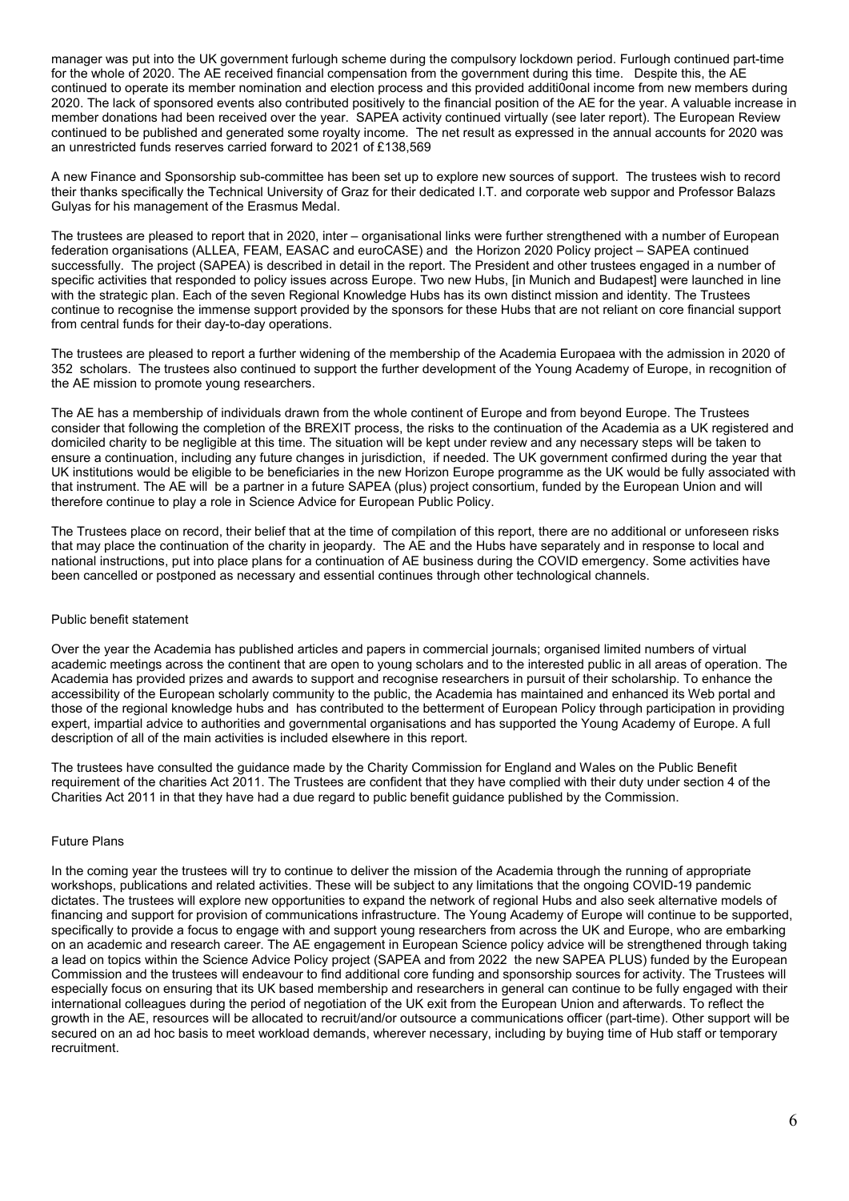manager was put into the UK government furlough scheme during the compulsory lockdown period. Furlough continued part-time for the whole of 2020. The AE received financial compensation from the government during this time. Despite this, the AE continued to operate its member nomination and election process and this provided additi0onal income from new members during 2020. The lack of sponsored events also contributed positively to the financial position of the AE for the year. A valuable increase in member donations had been received over the year. SAPEA activity continued virtually (see later report). The European Review continued to be published and generated some royalty income. The net result as expressed in the annual accounts for 2020 was an unrestricted funds reserves carried forward to 2021 of £138,569

A new Finance and Sponsorship sub-committee has been set up to explore new sources of support. The trustees wish to record their thanks specifically the Technical University of Graz for their dedicated I.T. and corporate web suppor and Professor Balazs Gulyas for his management of the Erasmus Medal.

The trustees are pleased to report that in 2020, inter – organisational links were further strengthened with a number of European federation organisations (ALLEA, FEAM, EASAC and euroCASE) and the Horizon 2020 Policy project – SAPEA continued successfully. The project (SAPEA) is described in detail in the report. The President and other trustees engaged in a number of specific activities that responded to policy issues across Europe. Two new Hubs, [in Munich and Budapest] were launched in line with the strategic plan. Each of the seven Regional Knowledge Hubs has its own distinct mission and identity. The Trustees continue to recognise the immense support provided by the sponsors for these Hubs that are not reliant on core financial support from central funds for their day-to-day operations.

The trustees are pleased to report a further widening of the membership of the Academia Europaea with the admission in 2020 of 352 scholars. The trustees also continued to support the further development of the Young Academy of Europe, in recognition of the AE mission to promote young researchers.

The AE has a membership of individuals drawn from the whole continent of Europe and from beyond Europe. The Trustees consider that following the completion of the BREXIT process, the risks to the continuation of the Academia as a UK registered and domiciled charity to be negligible at this time. The situation will be kept under review and any necessary steps will be taken to ensure a continuation, including any future changes in jurisdiction, if needed. The UK government confirmed during the year that UK institutions would be eligible to be beneficiaries in the new Horizon Europe programme as the UK would be fully associated with that instrument. The AE will be a partner in a future SAPEA (plus) project consortium, funded by the European Union and will therefore continue to play a role in Science Advice for European Public Policy.

The Trustees place on record, their belief that at the time of compilation of this report, there are no additional or unforeseen risks that may place the continuation of the charity in jeopardy. The AE and the Hubs have separately and in response to local and national instructions, put into place plans for a continuation of AE business during the COVID emergency. Some activities have been cancelled or postponed as necessary and essential continues through other technological channels.

## Public benefit statement

Over the year the Academia has published articles and papers in commercial journals; organised limited numbers of virtual academic meetings across the continent that are open to young scholars and to the interested public in all areas of operation. The Academia has provided prizes and awards to support and recognise researchers in pursuit of their scholarship. To enhance the accessibility of the European scholarly community to the public, the Academia has maintained and enhanced its Web portal and those of the regional knowledge hubs and has contributed to the betterment of European Policy through participation in providing expert, impartial advice to authorities and governmental organisations and has supported the Young Academy of Europe. A full description of all of the main activities is included elsewhere in this report.

The trustees have consulted the guidance made by the Charity Commission for England and Wales on the Public Benefit requirement of the charities Act 2011. The Trustees are confident that they have complied with their duty under section 4 of the Charities Act 2011 in that they have had a due regard to public benefit guidance published by the Commission.

## Future Plans

In the coming year the trustees will try to continue to deliver the mission of the Academia through the running of appropriate workshops, publications and related activities. These will be subject to any limitations that the ongoing COVID-19 pandemic dictates. The trustees will explore new opportunities to expand the network of regional Hubs and also seek alternative models of financing and support for provision of communications infrastructure. The Young Academy of Europe will continue to be supported, specifically to provide a focus to engage with and support young researchers from across the UK and Europe, who are embarking on an academic and research career. The AE engagement in European Science policy advice will be strengthened through taking a lead on topics within the Science Advice Policy project (SAPEA and from 2022 the new SAPEA PLUS) funded by the European Commission and the trustees will endeavour to find additional core funding and sponsorship sources for activity. The Trustees will especially focus on ensuring that its UK based membership and researchers in general can continue to be fully engaged with their international colleagues during the period of negotiation of the UK exit from the European Union and afterwards. To reflect the growth in the AE, resources will be allocated to recruit/and/or outsource a communications officer (part-time). Other support will be secured on an ad hoc basis to meet workload demands, wherever necessary, including by buying time of Hub staff or temporary recruitment.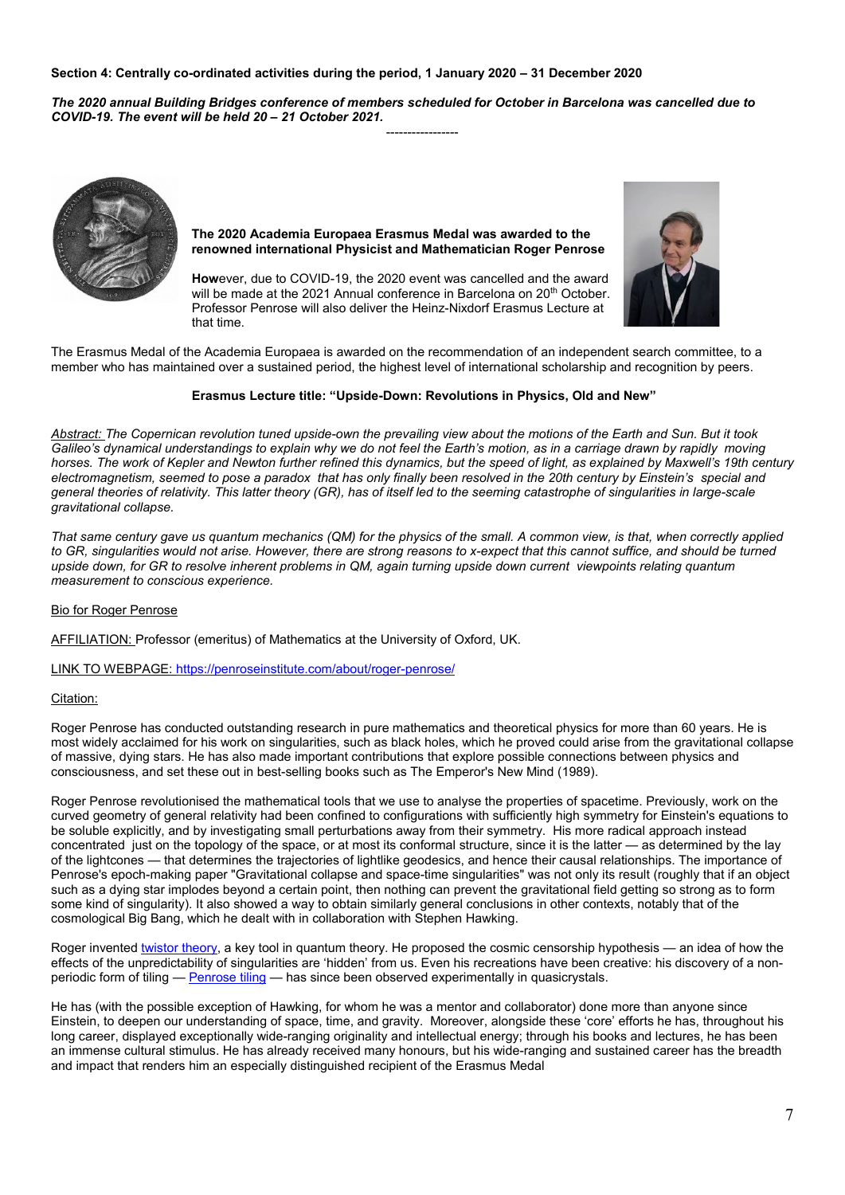**Section 4: Centrally co-ordinated activities during the period, 1 January 2020 – 31 December 2020**

***The 2020 annual Building Bridges conference of members scheduled for October in Barcelona was cancelled due to COVID-19. The event will be held 20 – 21 October 2021.***

-----------------

**The 2020 Academia Europaea Erasmus Medal was awarded to the renowned international Physicist and Mathematician Roger Penrose**

**How**ever, due to COVID-19, the 2020 event was cancelled and the award will be made at the 2021 Annual conference in Barcelona on 20th October. Professor Penrose will also deliver the Heinz-Nixdorf Erasmus Lecture at that time.

The Erasmus Medal of the Academia Europaea is awarded on the recommendation of an independent search committee, to a member who has maintained over a sustained period, the highest level of international scholarship and recognition by peers.

**Erasmus Lecture title: "Upside-Down: Revolutions in Physics, Old and New"**

*Abstract: The Copernican revolution tuned upside-own the prevailing view about the motions of the Earth and Sun. But it took Galileo's dynamical understandings to explain why we do not feel the Earth's motion, as in a carriage drawn by rapidly moving horses. The work of Kepler and Newton further refined this dynamics, but the speed of light, as explained by Maxwell's 19th century electromagnetism, seemed to pose a paradox that has only finally been resolved in the 20th century by Einstein's special and general theories of relativity. This latter theory (GR), has of itself led to the seeming catastrophe of singularities in large-scale gravitational collapse.*

*That same century gave us quantum mechanics (QM) for the physics of the small. A common view, is that, when correctly applied to GR, singularities would not arise. However, there are strong reasons to x-expect that this cannot suffice, and should be turned upside down, for GR to resolve inherent problems in QM, again turning upside down current viewpoints relating quantum measurement to conscious experience.*

Bio for Roger Penrose

AFFILIATION: Professor (emeritus) of Mathematics at the University of Oxford, UK.

LINK TO WEBPAGE: https://penroseinstitute.com/about/roger-penrose/

Citation:

Roger Penrose has conducted outstanding research in pure mathematics and theoretical physics for more than 60 years. He is most widely acclaimed for his work on singularities, such as black holes, which he proved could arise from the gravitational collapse of massive, dying stars. He has also made important contributions that explore possible connections between physics and consciousness, and set these out in best-selling books such as The Emperor's New Mind (1989).

Roger Penrose revolutionised the mathematical tools that we use to analyse the properties of spacetime. Previously, work on the curved geometry of general relativity had been confined to configurations with sufficiently high symmetry for Einstein's equations to be soluble explicitly, and by investigating small perturbations away from their symmetry. His more radical approach instead concentrated just on the topology of the space, or at most its conformal structure, since it is the latter — as determined by the lay of the lightcones — that determines the trajectories of lightlike geodesics, and hence their causal relationships. The importance of Penrose's epoch-making paper "Gravitational collapse and space-time singularities" was not only its result (roughly that if an object such as a dying star implodes beyond a certain point, then nothing can prevent the gravitational field getting so strong as to form some kind of singularity). It also showed a way to obtain similarly general conclusions in other contexts, notably that of the cosmological Big Bang, which he dealt with in collaboration with Stephen Hawking.

Roger invented twistor theory, a key tool in quantum theory. He proposed the cosmic censorship hypothesis — an idea of how the effects of the unpredictability of singularities are 'hidden' from us. Even his recreations have been creative: his discovery of a non-periodic form of tiling — Penrose tiling — has since been observed experimentally in quasicrystals.

He has (with the possible exception of Hawking, for whom he was a mentor and collaborator) done more than anyone since Einstein, to deepen our understanding of space, time, and gravity. Moreover, alongside these 'core' efforts he has, throughout his long career, displayed exceptionally wide-ranging originality and intellectual energy; through his books and lectures, he has been an immense cultural stimulus. He has already received many honours, but his wide-ranging and sustained career has the breadth and impact that renders him an especially distinguished recipient of the Erasmus Medal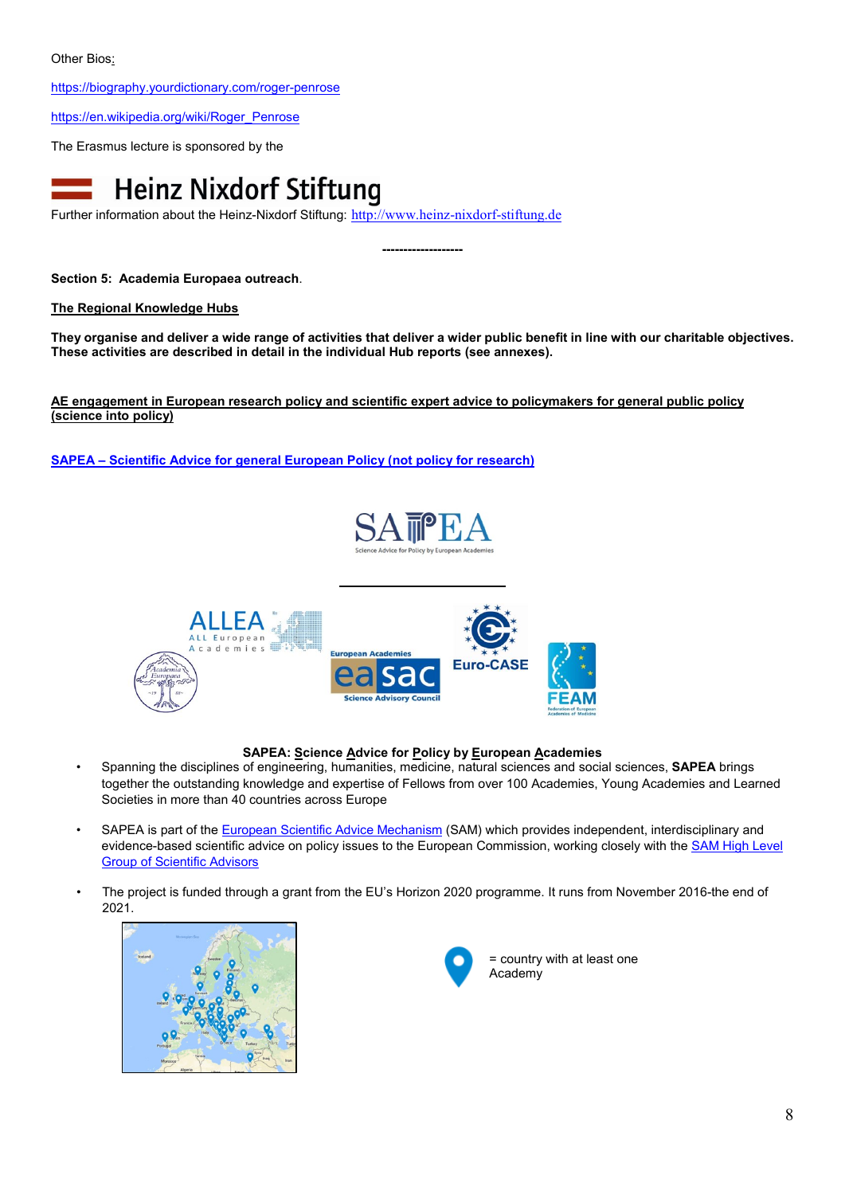Other Bios:

https://biography.yourdictionary.com/roger-penrose

https://en.wikipedia.org/wiki/Roger_Penrose

The Erasmus lecture is sponsored by the

Heinz Nixdorf Stiftung

Further information about the Heinz-Nixdorf Stiftung: http://www.heinz-nixdorf-stiftung.de

-------------------

**Section 5: Academia Europaea outreach**.

**The Regional Knowledge Hubs**

**They organise and deliver a wide range of activities that deliver a wider public benefit in line with our charitable objectives. These activities are described in detail in the individual Hub reports (see annexes).**

**AE engagement in European research policy and scientific expert advice to policymakers for general public policy (science into policy)**

**SAPEA – Scientific Advice for general European Policy (not policy for research)**

**SAPEA: Science Advice for Policy by European Academies**

- Spanning the disciplines of engineering, humanities, medicine, natural sciences and social sciences, **SAPEA** brings together the outstanding knowledge and expertise of Fellows from over 100 Academies, Young Academies and Learned Societies in more than 40 countries across Europe
- SAPEA is part of the European Scientific Advice Mechanism (SAM) which provides independent, interdisciplinary and evidence-based scientific advice on policy issues to the European Commission, working closely with the SAM High Level Group of Scientific Advisors
- The project is funded through a grant from the EU's Horizon 2020 programme. It runs from November 2016-the end of 2021.

= country with at least one Academy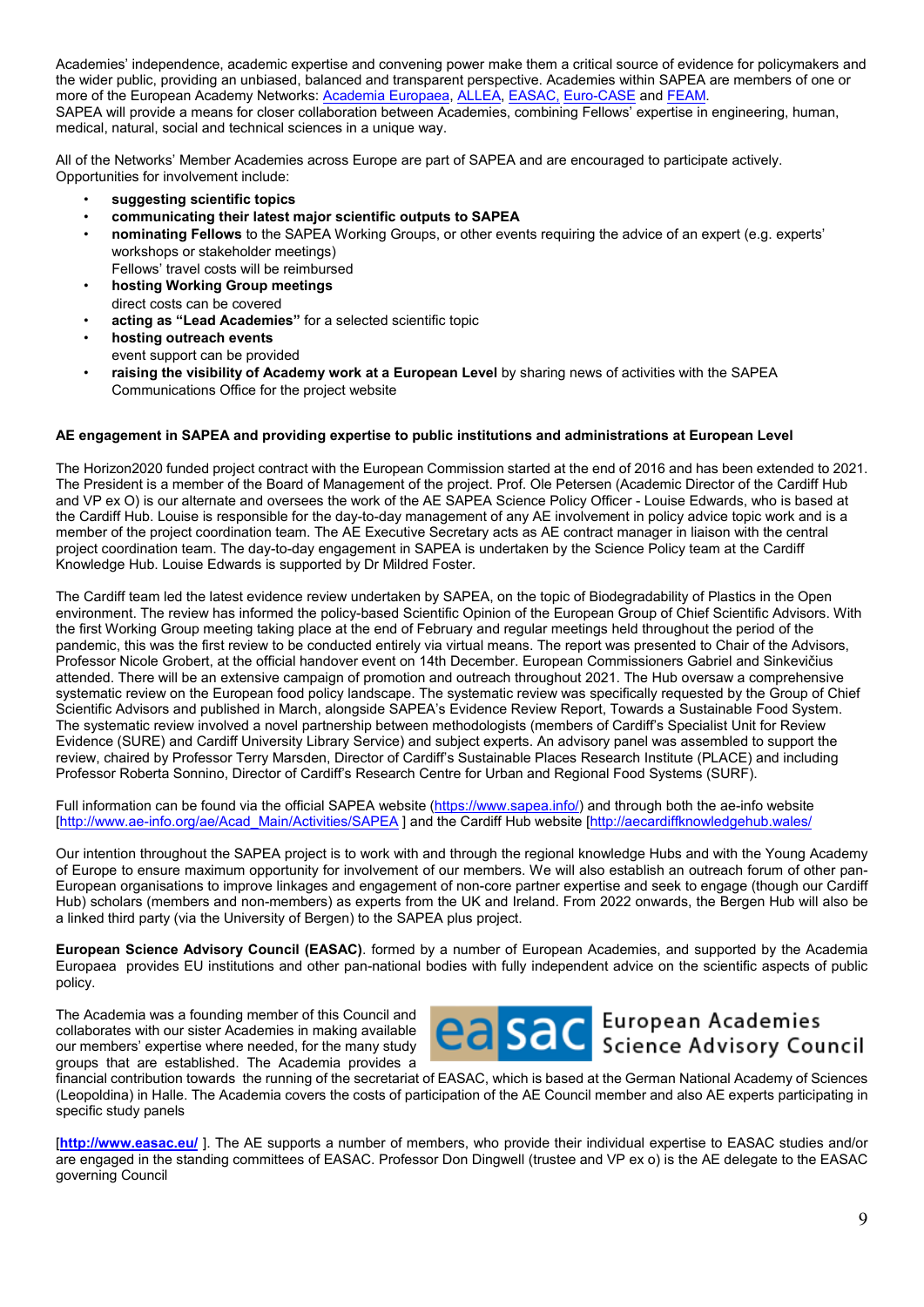Academies' independence, academic expertise and convening power make them a critical source of evidence for policymakers and the wider public, providing an unbiased, balanced and transparent perspective. Academies within SAPEA are members of one or more of the European Academy Networks: Academia Europaea, ALLEA, EASAC, Euro-CASE and FEAM.
SAPEA will provide a means for closer collaboration between Academies, combining Fellows' expertise in engineering, human, medical, natural, social and technical sciences in a unique way.

All of the Networks' Member Academies across Europe are part of SAPEA and are encouraged to participate actively. Opportunities for involvement include:

- **suggesting scientific topics**
- **communicating their latest major scientific outputs to SAPEA**
- **nominating Fellows** to the SAPEA Working Groups, or other events requiring the advice of an expert (e.g. experts' workshops or stakeholder meetings)
  Fellows' travel costs will be reimbursed
- **hosting Working Group meetings**
  direct costs can be covered
- **acting as "Lead Academies"** for a selected scientific topic
- **hosting outreach events**
  event support can be provided
- **raising the visibility of Academy work at a European Level** by sharing news of activities with the SAPEA Communications Office for the project website

**AE engagement in SAPEA and providing expertise to public institutions and administrations at European Level**

The Horizon2020 funded project contract with the European Commission started at the end of 2016 and has been extended to 2021. The President is a member of the Board of Management of the project. Prof. Ole Petersen (Academic Director of the Cardiff Hub and VP ex O) is our alternate and oversees the work of the AE SAPEA Science Policy Officer - Louise Edwards, who is based at the Cardiff Hub. Louise is responsible for the day-to-day management of any AE involvement in policy advice topic work and is a member of the project coordination team. The AE Executive Secretary acts as AE contract manager in liaison with the central project coordination team. The day-to-day engagement in SAPEA is undertaken by the Science Policy team at the Cardiff Knowledge Hub. Louise Edwards is supported by Dr Mildred Foster.

The Cardiff team led the latest evidence review undertaken by SAPEA, on the topic of Biodegradability of Plastics in the Open environment. The review has informed the policy-based Scientific Opinion of the European Group of Chief Scientific Advisors. With the first Working Group meeting taking place at the end of February and regular meetings held throughout the period of the pandemic, this was the first review to be conducted entirely via virtual means. The report was presented to Chair of the Advisors, Professor Nicole Grobert, at the official handover event on 14th December. European Commissioners Gabriel and Sinkevičius attended. There will be an extensive campaign of promotion and outreach throughout 2021. The Hub oversaw a comprehensive systematic review on the European food policy landscape. The systematic review was specifically requested by the Group of Chief Scientific Advisors and published in March, alongside SAPEA's Evidence Review Report, Towards a Sustainable Food System. The systematic review involved a novel partnership between methodologists (members of Cardiff's Specialist Unit for Review Evidence (SURE) and Cardiff University Library Service) and subject experts. An advisory panel was assembled to support the review, chaired by Professor Terry Marsden, Director of Cardiff's Sustainable Places Research Institute (PLACE) and including Professor Roberta Sonnino, Director of Cardiff's Research Centre for Urban and Regional Food Systems (SURF).

Full information can be found via the official SAPEA website (https://www.sapea.info/) and through both the ae-info website [http://www.ae-info.org/ae/Acad_Main/Activities/SAPEA ] and the Cardiff Hub website [http://aecardiffknowledgehub.wales/

Our intention throughout the SAPEA project is to work with and through the regional knowledge Hubs and with the Young Academy of Europe to ensure maximum opportunity for involvement of our members. We will also establish an outreach forum of other pan-European organisations to improve linkages and engagement of non-core partner expertise and seek to engage (though our Cardiff Hub) scholars (members and non-members) as experts from the UK and Ireland. From 2022 onwards, the Bergen Hub will also be a linked third party (via the University of Bergen) to the SAPEA plus project.

**European Science Advisory Council (EASAC)**. formed by a number of European Academies, and supported by the Academia Europaea provides EU institutions and other pan-national bodies with fully independent advice on the scientific aspects of public policy.

The Academia was a founding member of this Council and collaborates with our sister Academies in making available our members' expertise where needed, for the many study groups that are established. The Academia provides a financial contribution towards the running of the secretariat of EASAC, which is based at the German National Academy of Sciences (Leopoldina) in Halle. The Academia covers the costs of participation of the AE Council member and also AE experts participating in specific study panels

easac European Academies Science Advisory Council

[**http://www.easac.eu/** ]. The AE supports a number of members, who provide their individual expertise to EASAC studies and/or are engaged in the standing committees of EASAC. Professor Don Dingwell (trustee and VP ex o) is the AE delegate to the EASAC governing Council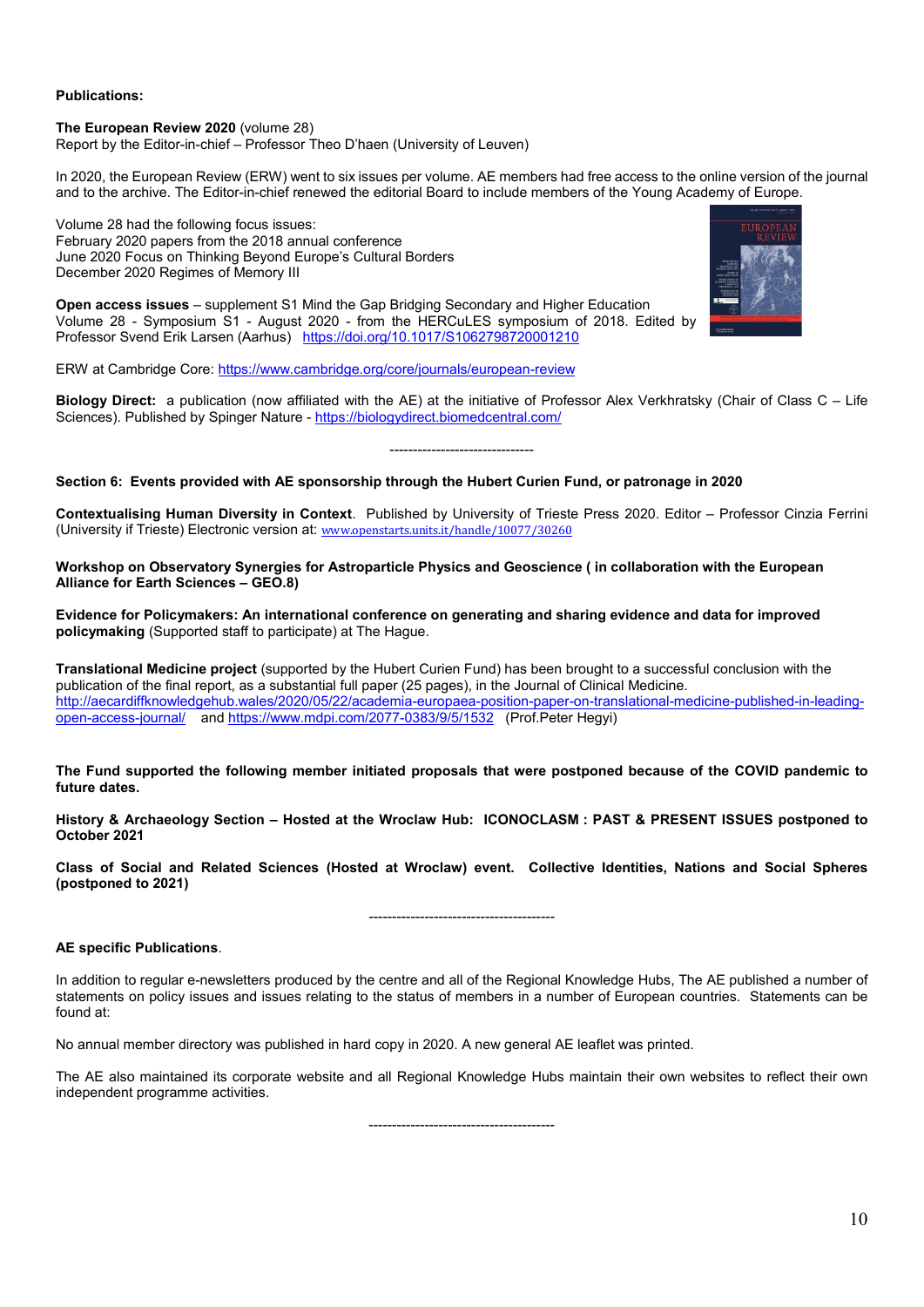**Publications:**

**The European Review 2020** (volume 28)
Report by the Editor-in-chief – Professor Theo D'haen (University of Leuven)

In 2020, the European Review (ERW) went to six issues per volume. AE members had free access to the online version of the journal and to the archive. The Editor-in-chief renewed the editorial Board to include members of the Young Academy of Europe.

Volume 28 had the following focus issues:
February 2020 papers from the 2018 annual conference
June 2020 Focus on Thinking Beyond Europe's Cultural Borders
December 2020 Regimes of Memory III

**Open access issues** – supplement S1 Mind the Gap Bridging Secondary and Higher Education
Volume 28 - Symposium S1 - August 2020 - from the HERCuLES symposium of 2018. Edited by Professor Svend Erik Larsen (Aarhus) https://doi.org/10.1017/S1062798720001210

ERW at Cambridge Core: https://www.cambridge.org/core/journals/european-review

**Biology Direct:** a publication (now affiliated with the AE) at the initiative of Professor Alex Verkhratsky (Chair of Class C – Life Sciences). Published by Spinger Nature - https://biologydirect.biomedcentral.com/

-------------------------------

**Section 6: Events provided with AE sponsorship through the Hubert Curien Fund, or patronage in 2020**

**Contextualising Human Diversity in Context**. Published by University of Trieste Press 2020. Editor – Professor Cinzia Ferrini (University if Trieste) Electronic version at: www.openstarts.units.it/handle/10077/30260

**Workshop on Observatory Synergies for Astroparticle Physics and Geoscience ( in collaboration with the European Alliance for Earth Sciences – GEO.8)**

**Evidence for Policymakers: An international conference on generating and sharing evidence and data for improved policymaking** (Supported staff to participate) at The Hague.

**Translational Medicine project** (supported by the Hubert Curien Fund) has been brought to a successful conclusion with the publication of the final report, as a substantial full paper (25 pages), in the Journal of Clinical Medicine.
http://aecardiffknowledgehub.wales/2020/05/22/academia-europaea-position-paper-on-translational-medicine-published-in-leading-open-access-journal/ and https://www.mdpi.com/2077-0383/9/5/1532 (Prof.Peter Hegyi)

**The Fund supported the following member initiated proposals that were postponed because of the COVID pandemic to future dates.**

**History & Archaeology Section – Hosted at the Wroclaw Hub: ICONOCLASM : PAST & PRESENT ISSUES postponed to October 2021**

**Class of Social and Related Sciences (Hosted at Wroclaw) event. Collective Identities, Nations and Social Spheres (postponed to 2021)**

----------------------------------------

**AE specific Publications**.

In addition to regular e-newsletters produced by the centre and all of the Regional Knowledge Hubs, The AE published a number of statements on policy issues and issues relating to the status of members in a number of European countries. Statements can be found at:

No annual member directory was published in hard copy in 2020. A new general AE leaflet was printed.

The AE also maintained its corporate website and all Regional Knowledge Hubs maintain their own websites to reflect their own independent programme activities.

----------------------------------------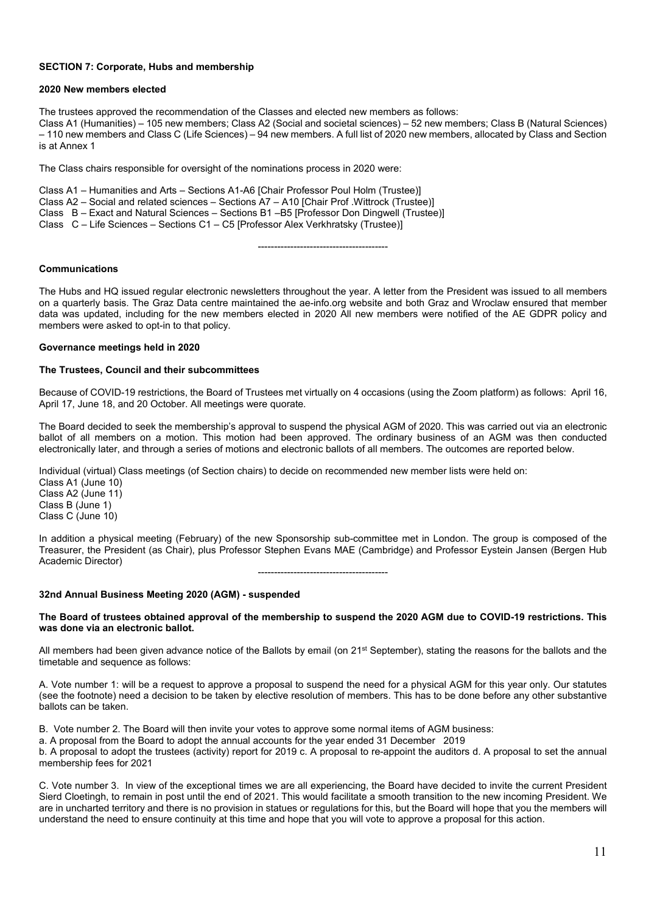### SECTION 7: Corporate, Hubs and membership

**2020 New members elected**

The trustees approved the recommendation of the Classes and elected new members as follows:
Class A1 (Humanities) – 105 new members; Class A2 (Social and societal sciences) – 52 new members; Class B (Natural Sciences) – 110 new members and Class C (Life Sciences) – 94 new members. A full list of 2020 new members, allocated by Class and Section is at Annex 1

The Class chairs responsible for oversight of the nominations process in 2020 were:

Class A1 – Humanities and Arts – Sections A1-A6 [Chair Professor Poul Holm (Trustee)]
Class A2 – Social and related sciences – Sections A7 – A10 [Chair Prof .Wittrock (Trustee)]
Class B – Exact and Natural Sciences – Sections B1 –B5 [Professor Don Dingwell (Trustee)]
Class C – Life Sciences – Sections C1 – C5 [Professor Alex Verkhratsky (Trustee)]

----------------------------------------

**Communications**

The Hubs and HQ issued regular electronic newsletters throughout the year. A letter from the President was issued to all members on a quarterly basis. The Graz Data centre maintained the ae-info.org website and both Graz and Wroclaw ensured that member data was updated, including for the new members elected in 2020 All new members were notified of the AE GDPR policy and members were asked to opt-in to that policy.

**Governance meetings held in 2020**

**The Trustees, Council and their subcommittees**

Because of COVID-19 restrictions, the Board of Trustees met virtually on 4 occasions (using the Zoom platform) as follows: April 16, April 17, June 18, and 20 October. All meetings were quorate.

The Board decided to seek the membership's approval to suspend the physical AGM of 2020. This was carried out via an electronic ballot of all members on a motion. This motion had been approved. The ordinary business of an AGM was then conducted electronically later, and through a series of motions and electronic ballots of all members. The outcomes are reported below.

Individual (virtual) Class meetings (of Section chairs) to decide on recommended new member lists were held on:
Class A1 (June 10)
Class A2 (June 11)
Class B (June 1)
Class C (June 10)

In addition a physical meeting (February) of the new Sponsorship sub-committee met in London. The group is composed of the Treasurer, the President (as Chair), plus Professor Stephen Evans MAE (Cambridge) and Professor Eystein Jansen (Bergen Hub Academic Director)

----------------------------------------

**32nd Annual Business Meeting 2020 (AGM) - suspended**

**The Board of trustees obtained approval of the membership to suspend the 2020 AGM due to COVID-19 restrictions. This was done via an electronic ballot.**

All members had been given advance notice of the Ballots by email (on 21st September), stating the reasons for the ballots and the timetable and sequence as follows:

A. Vote number 1: will be a request to approve a proposal to suspend the need for a physical AGM for this year only. Our statutes (see the footnote) need a decision to be taken by elective resolution of members. This has to be done before any other substantive ballots can be taken.

B. Vote number 2. The Board will then invite your votes to approve some normal items of AGM business:
a. A proposal from the Board to adopt the annual accounts for the year ended 31 December 2019
b. A proposal to adopt the trustees (activity) report for 2019 c. A proposal to re-appoint the auditors d. A proposal to set the annual membership fees for 2021

C. Vote number 3. In view of the exceptional times we are all experiencing, the Board have decided to invite the current President Sierd Cloetingh, to remain in post until the end of 2021. This would facilitate a smooth transition to the new incoming President. We are in uncharted territory and there is no provision in statues or regulations for this, but the Board will hope that you the members will understand the need to ensure continuity at this time and hope that you will vote to approve a proposal for this action.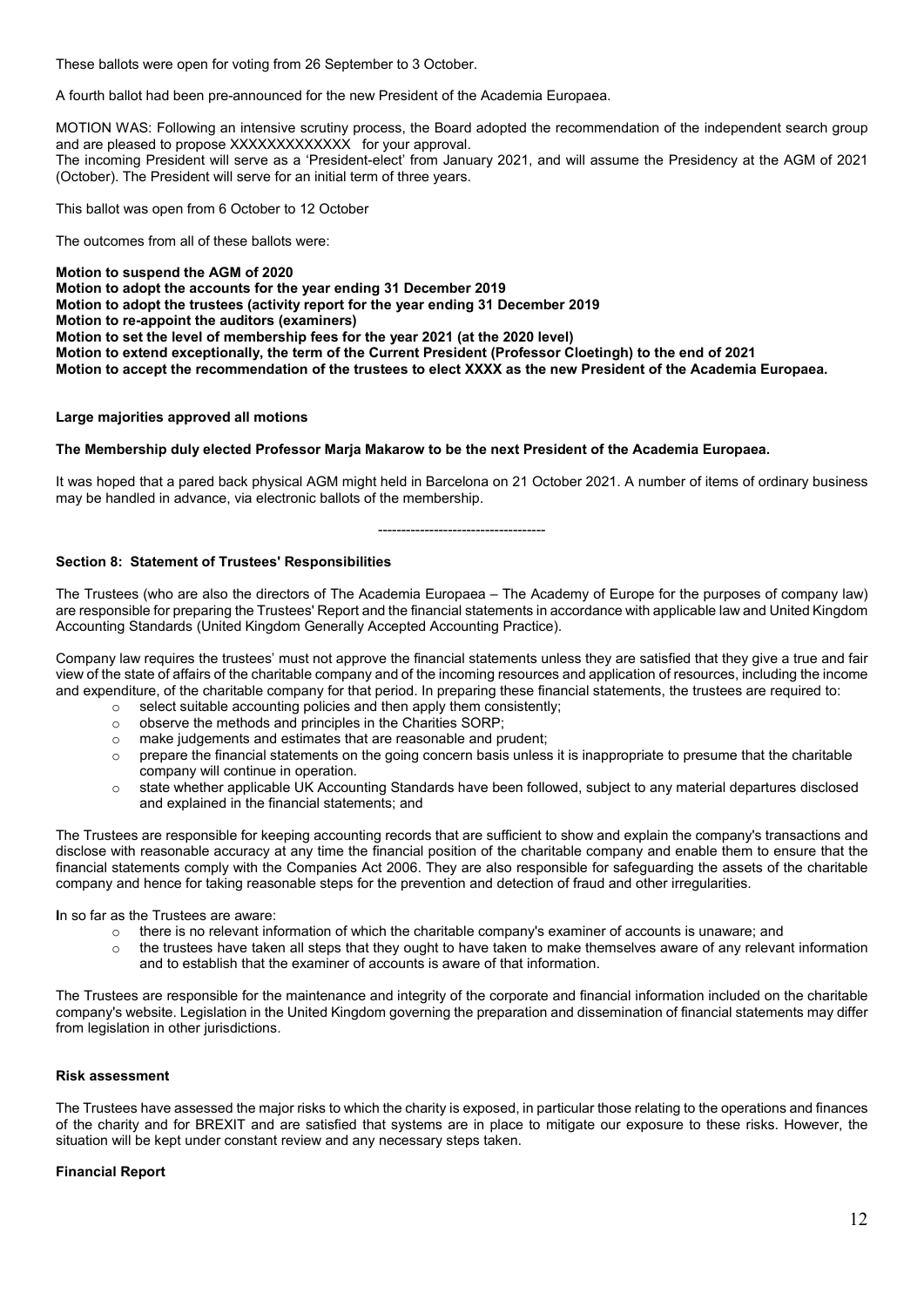These ballots were open for voting from 26 September to 3 October.

A fourth ballot had been pre-announced for the new President of the Academia Europaea.

MOTION WAS: Following an intensive scrutiny process, the Board adopted the recommendation of the independent search group and are pleased to propose XXXXXXXXXXXXX for your approval.
The incoming President will serve as a 'President-elect' from January 2021, and will assume the Presidency at the AGM of 2021 (October). The President will serve for an initial term of three years.

This ballot was open from 6 October to 12 October

The outcomes from all of these ballots were:

**Motion to suspend the AGM of 2020**
**Motion to adopt the accounts for the year ending 31 December 2019**
**Motion to adopt the trustees (activity report for the year ending 31 December 2019**
**Motion to re-appoint the auditors (examiners)**
**Motion to set the level of membership fees for the year 2021 (at the 2020 level)**
**Motion to extend exceptionally, the term of the Current President (Professor Cloetingh) to the end of 2021**
**Motion to accept the recommendation of the trustees to elect XXXX as the new President of the Academia Europaea.**

**Large majorities approved all motions**

**The Membership duly elected Professor Marja Makarow to be the next President of the Academia Europaea.**

It was hoped that a pared back physical AGM might held in Barcelona on 21 October 2021. A number of items of ordinary business may be handled in advance, via electronic ballots of the membership.

------------------------------------

**Section 8: Statement of Trustees' Responsibilities**

The Trustees (who are also the directors of The Academia Europaea – The Academy of Europe for the purposes of company law) are responsible for preparing the Trustees' Report and the financial statements in accordance with applicable law and United Kingdom Accounting Standards (United Kingdom Generally Accepted Accounting Practice).

Company law requires the trustees' must not approve the financial statements unless they are satisfied that they give a true and fair view of the state of affairs of the charitable company and of the incoming resources and application of resources, including the income and expenditure, of the charitable company for that period. In preparing these financial statements, the trustees are required to:

- select suitable accounting policies and then apply them consistently;
- observe the methods and principles in the Charities SORP;
- make judgements and estimates that are reasonable and prudent;
- prepare the financial statements on the going concern basis unless it is inappropriate to presume that the charitable company will continue in operation.
- state whether applicable UK Accounting Standards have been followed, subject to any material departures disclosed and explained in the financial statements; and

The Trustees are responsible for keeping accounting records that are sufficient to show and explain the company's transactions and disclose with reasonable accuracy at any time the financial position of the charitable company and enable them to ensure that the financial statements comply with the Companies Act 2006. They are also responsible for safeguarding the assets of the charitable company and hence for taking reasonable steps for the prevention and detection of fraud and other irregularities.

In so far as the Trustees are aware:

- there is no relevant information of which the charitable company's examiner of accounts is unaware; and
- the trustees have taken all steps that they ought to have taken to make themselves aware of any relevant information and to establish that the examiner of accounts is aware of that information.

The Trustees are responsible for the maintenance and integrity of the corporate and financial information included on the charitable company's website. Legislation in the United Kingdom governing the preparation and dissemination of financial statements may differ from legislation in other jurisdictions.

**Risk assessment**

The Trustees have assessed the major risks to which the charity is exposed, in particular those relating to the operations and finances of the charity and for BREXIT and are satisfied that systems are in place to mitigate our exposure to these risks. However, the situation will be kept under constant review and any necessary steps taken.

**Financial Report**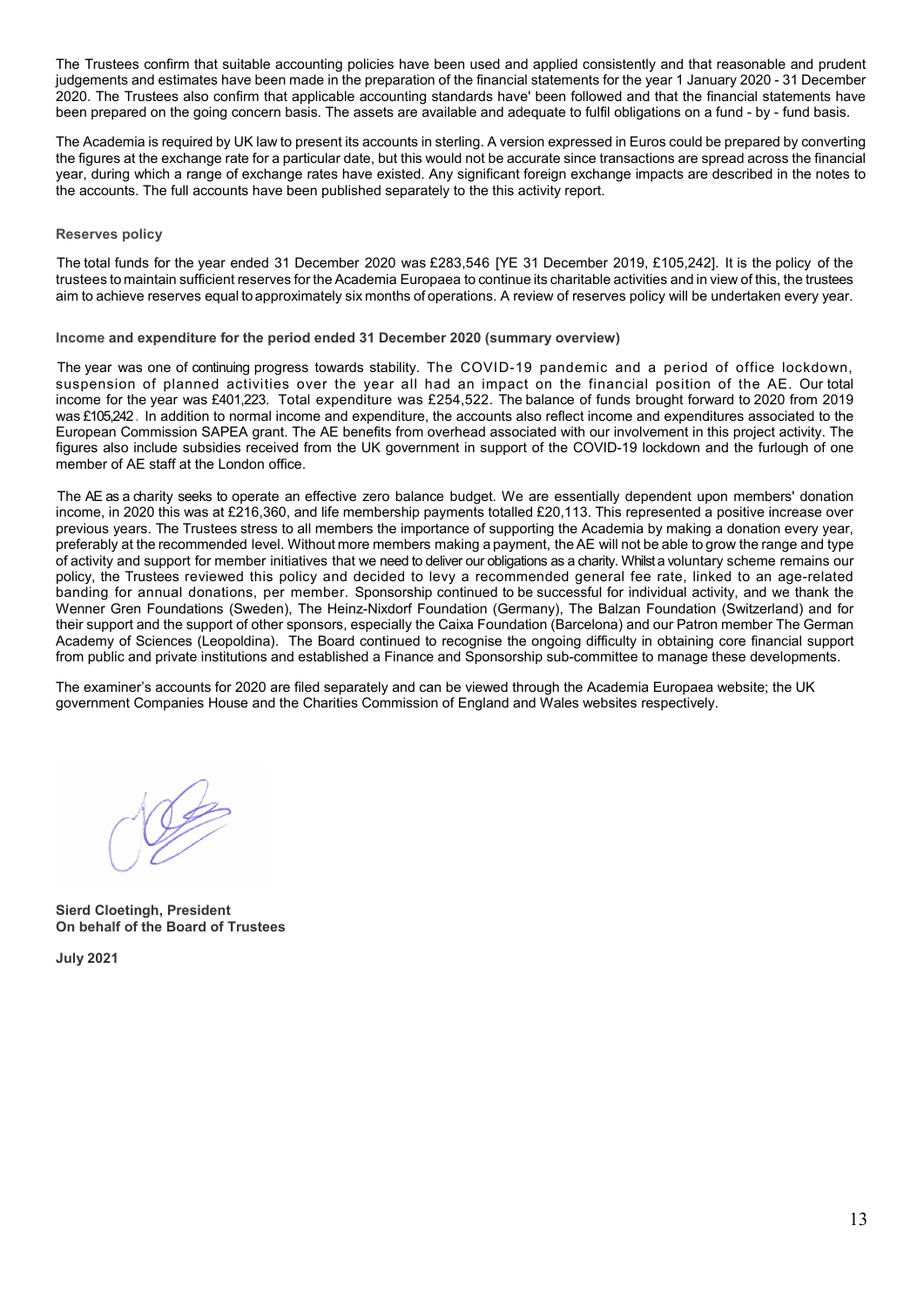The Trustees confirm that suitable accounting policies have been used and applied consistently and that reasonable and prudent judgements and estimates have been made in the preparation of the financial statements for the year 1 January 2020 - 31 December 2020. The Trustees also confirm that applicable accounting standards have' been followed and that the financial statements have been prepared on the going concern basis. The assets are available and adequate to fulfil obligations on a fund - by - fund basis.

The Academia is required by UK law to present its accounts in sterling. A version expressed in Euros could be prepared by converting the figures at the exchange rate for a particular date, but this would not be accurate since transactions are spread across the financial year, during which a range of exchange rates have existed. Any significant foreign exchange impacts are described in the notes to the accounts. The full accounts have been published separately to the this activity report.

### Reserves policy

The total funds for the year ended 31 December 2020 was £283,546 [YE 31 December 2019, £105,242]. It is the policy of the trustees to maintain sufficient reserves for the Academia Europaea to continue its charitable activities and in view of this, the trustees aim to achieve reserves equal to approximately six months of operations. A review of reserves policy will be undertaken every year.

### Income and expenditure for the period ended 31 December 2020 (summary overview)

The year was one of continuing progress towards stability. The COVID-19 pandemic and a period of office lockdown, suspension of planned activities over the year all had an impact on the financial position of the AE. Our total income for the year was £401,223. Total expenditure was £254,522. The balance of funds brought forward to 2020 from 2019 was £105,242. In addition to normal income and expenditure, the accounts also reflect income and expenditures associated to the European Commission SAPEA grant. The AE benefits from overhead associated with our involvement in this project activity. The figures also include subsidies received from the UK government in support of the COVID-19 lockdown and the furlough of one member of AE staff at the London office.

The AE as a charity seeks to operate an effective zero balance budget. We are essentially dependent upon members' donation income, in 2020 this was at £216,360, and life membership payments totalled £20,113. This represented a positive increase over previous years. The Trustees stress to all members the importance of supporting the Academia by making a donation every year, preferably at the recommended level. Without more members making a payment, the AE will not be able to grow the range and type of activity and support for member initiatives that we need to deliver our obligations as a charity. Whilst a voluntary scheme remains our policy, the Trustees reviewed this policy and decided to levy a recommended general fee rate, linked to an age-related banding for annual donations, per member. Sponsorship continued to be successful for individual activity, and we thank the Wenner Gren Foundations (Sweden), The Heinz-Nixdorf Foundation (Germany), The Balzan Foundation (Switzerland) and for their support and the support of other sponsors, especially the Caixa Foundation (Barcelona) and our Patron member The German Academy of Sciences (Leopoldina). The Board continued to recognise the ongoing difficulty in obtaining core financial support from public and private institutions and established a Finance and Sponsorship sub-committee to manage these developments.

The examiner's accounts for 2020 are filed separately and can be viewed through the Academia Europaea website; the UK government Companies House and the Charities Commission of England and Wales websites respectively.

**Sierd Cloetingh, President**
**On behalf of the Board of Trustees**

**July 2021**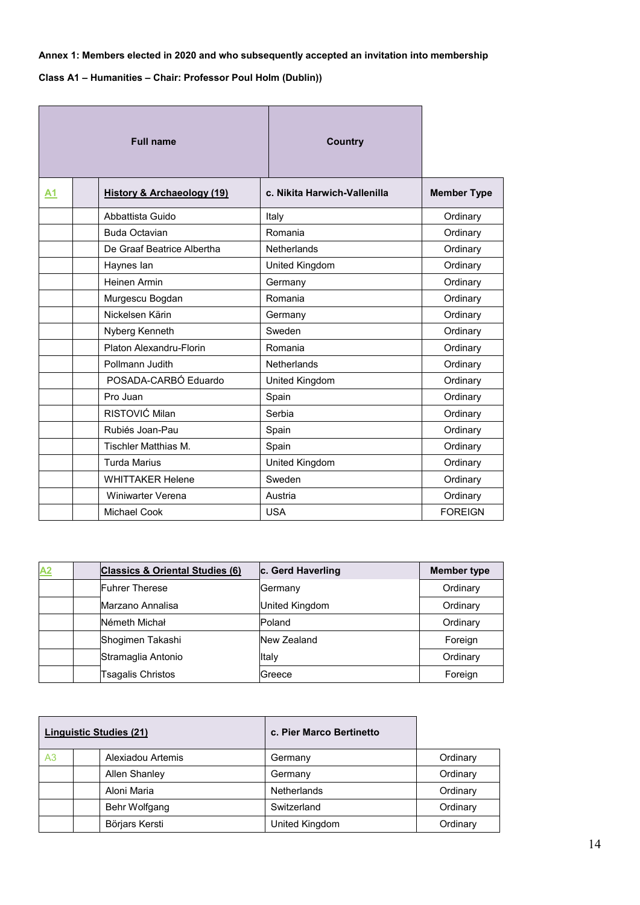**Annex 1: Members elected in 2020 and who subsequently accepted an invitation into membership**

**Class A1 – Humanities – Chair: Professor Poul Holm (Dublin))**

| | | Full name | Country | |
|---|---|---|---|---|
| A1 | | **History & Archaeology (19)** | **c. Nikita Harwich-Vallenilla** | **Member Type** |
| | | Abbattista Guido | Italy | Ordinary |
| | | Buda Octavian | Romania | Ordinary |
| | | De Graaf Beatrice Albertha | Netherlands | Ordinary |
| | | Haynes Ian | United Kingdom | Ordinary |
| | | Heinen Armin | Germany | Ordinary |
| | | Murgescu Bogdan | Romania | Ordinary |
| | | Nickelsen Kärin | Germany | Ordinary |
| | | Nyberg Kenneth | Sweden | Ordinary |
| | | Platon Alexandru-Florin | Romania | Ordinary |
| | | Pollmann Judith | Netherlands | Ordinary |
| | | POSADA-CARBÓ Eduardo | United Kingdom | Ordinary |
| | | Pro Juan | Spain | Ordinary |
| | | RISTOVIĆ Milan | Serbia | Ordinary |
| | | Rubiés Joan-Pau | Spain | Ordinary |
| | | Tischler Matthias M. | Spain | Ordinary |
| | | Turda Marius | United Kingdom | Ordinary |
| | | WHITTAKER Helene | Sweden | Ordinary |
| | | Winiwarter Verena | Austria | Ordinary |
| | | Michael Cook | USA | FOREIGN |

| A2 | | **Classics & Oriental Studies (6)** | **c. Gerd Haverling** | **Member type** |
|---|---|---|---|---|
| | | Fuhrer Therese | Germany | Ordinary |
| | | Marzano Annalisa | United Kingdom | Ordinary |
| | | Németh Michał | Poland | Ordinary |
| | | Shogimen Takashi | New Zealand | Foreign |
| | | Stramaglia Antonio | Italy | Ordinary |
| | | Tsagalis Christos | Greece | Foreign |

| | | **Linguistic Studies (21)** | **c. Pier Marco Bertinetto** | |
|---|---|---|---|---|
| A3 | | Alexiadou Artemis | Germany | Ordinary |
| | | Allen Shanley | Germany | Ordinary |
| | | Aloni Maria | Netherlands | Ordinary |
| | | Behr Wolfgang | Switzerland | Ordinary |
| | | Börjars Kersti | United Kingdom | Ordinary |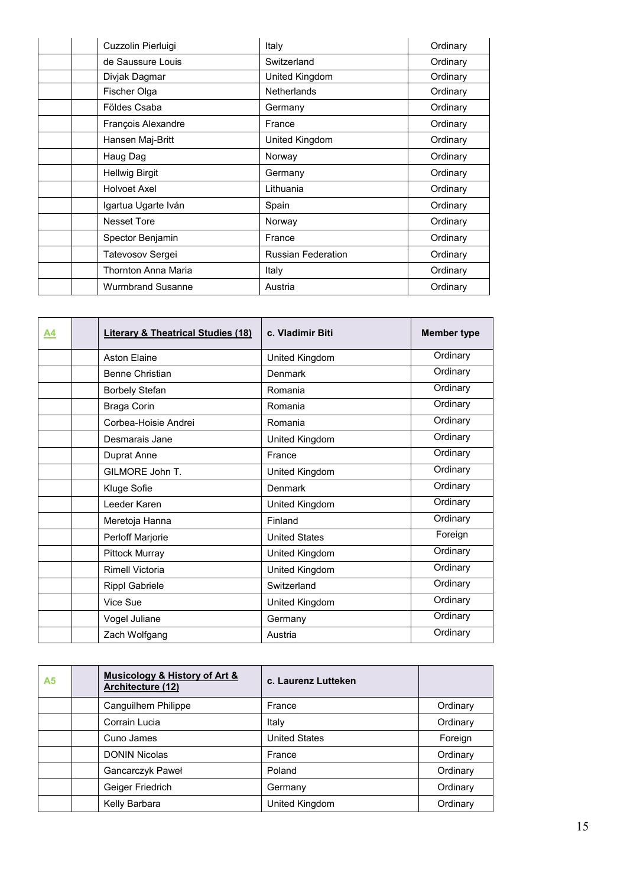| | | | | |
|---|---|---|---|---|
| | | Cuzzolin Pierluigi | Italy | Ordinary |
| | | de Saussure Louis | Switzerland | Ordinary |
| | | Divjak Dagmar | United Kingdom | Ordinary |
| | | Fischer Olga | Netherlands | Ordinary |
| | | Földes Csaba | Germany | Ordinary |
| | | François Alexandre | France | Ordinary |
| | | Hansen Maj-Britt | United Kingdom | Ordinary |
| | | Haug Dag | Norway | Ordinary |
| | | Hellwig Birgit | Germany | Ordinary |
| | | Holvoet Axel | Lithuania | Ordinary |
| | | Igartua Ugarte Iván | Spain | Ordinary |
| | | Nesset Tore | Norway | Ordinary |
| | | Spector Benjamin | France | Ordinary |
| | | Tatevosov Sergei | Russian Federation | Ordinary |
| | | Thornton Anna Maria | Italy | Ordinary |
| | | Wurmbrand Susanne | Austria | Ordinary |

| A4 | | **Literary & Theatrical Studies (18)** | **c. Vladimir Biti** | **Member type** |
|---|---|---|---|---|
| | | Aston Elaine | United Kingdom | Ordinary |
| | | Benne Christian | Denmark | Ordinary |
| | | Borbely Stefan | Romania | Ordinary |
| | | Braga Corin | Romania | Ordinary |
| | | Corbea-Hoisie Andrei | Romania | Ordinary |
| | | Desmarais Jane | United Kingdom | Ordinary |
| | | Duprat Anne | France | Ordinary |
| | | GILMORE John T. | United Kingdom | Ordinary |
| | | Kluge Sofie | Denmark | Ordinary |
| | | Leeder Karen | United Kingdom | Ordinary |
| | | Meretoja Hanna | Finland | Ordinary |
| | | Perloff Marjorie | United States | Foreign |
| | | Pittock Murray | United Kingdom | Ordinary |
| | | Rimell Victoria | United Kingdom | Ordinary |
| | | Rippl Gabriele | Switzerland | Ordinary |
| | | Vice Sue | United Kingdom | Ordinary |
| | | Vogel Juliane | Germany | Ordinary |
| | | Zach Wolfgang | Austria | Ordinary |

| A5 | | **Musicology & History of Art & Architecture (12)** | **c. Laurenz Lutteken** | |
|---|---|---|---|---|
| | | Canguilhem Philippe | France | Ordinary |
| | | Corrain Lucia | Italy | Ordinary |
| | | Cuno James | United States | Foreign |
| | | DONIN Nicolas | France | Ordinary |
| | | Gancarczyk Paweł | Poland | Ordinary |
| | | Geiger Friedrich | Germany | Ordinary |
| | | Kelly Barbara | United Kingdom | Ordinary |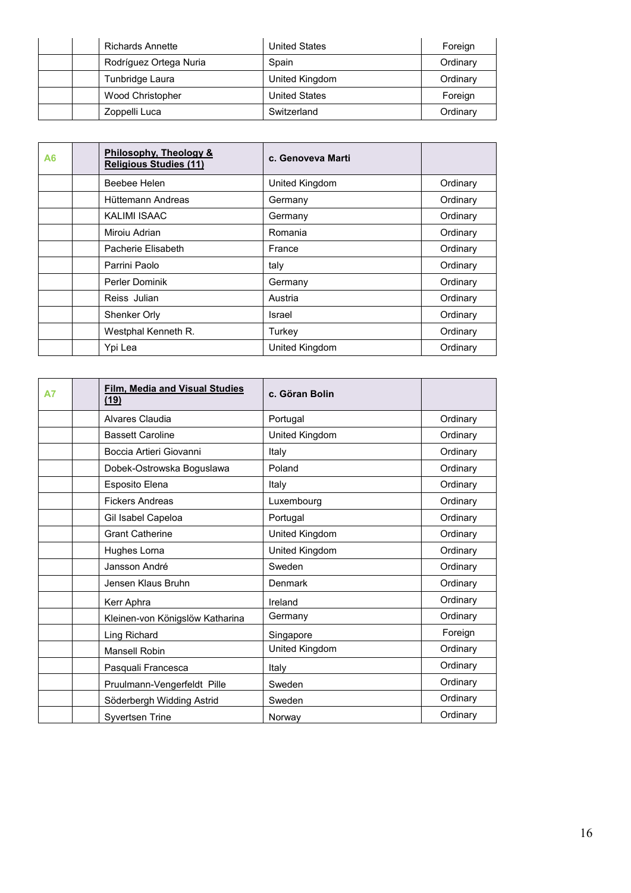| | | | | |
|---|---|---|---|---|
| | | Richards Annette | United States | Foreign |
| | | Rodríguez Ortega Nuria | Spain | Ordinary |
| | | Tunbridge Laura | United Kingdom | Ordinary |
| | | Wood Christopher | United States | Foreign |
| | | Zoppelli Luca | Switzerland | Ordinary |

| A6 | | **Philosophy, Theology & Religious Studies (11)** | **c. Genoveva Marti** | |
|---|---|---|---|---|
| | | Beebee Helen | United Kingdom | Ordinary |
| | | Hüttemann Andreas | Germany | Ordinary |
| | | KALIMI ISAAC | Germany | Ordinary |
| | | Miroiu Adrian | Romania | Ordinary |
| | | Pacherie Elisabeth | France | Ordinary |
| | | Parrini Paolo | taly | Ordinary |
| | | Perler Dominik | Germany | Ordinary |
| | | Reiss Julian | Austria | Ordinary |
| | | Shenker Orly | Israel | Ordinary |
| | | Westphal Kenneth R. | Turkey | Ordinary |
| | | Ypi Lea | United Kingdom | Ordinary |

| A7 | | **Film, Media and Visual Studies (19)** | **c. Göran Bolin** | |
|---|---|---|---|---|
| | | Alvares Claudia | Portugal | Ordinary |
| | | Bassett Caroline | United Kingdom | Ordinary |
| | | Boccia Artieri Giovanni | Italy | Ordinary |
| | | Dobek-Ostrowska Boguslawa | Poland | Ordinary |
| | | Esposito Elena | Italy | Ordinary |
| | | Fickers Andreas | Luxembourg | Ordinary |
| | | Gil Isabel Capeloa | Portugal | Ordinary |
| | | Grant Catherine | United Kingdom | Ordinary |
| | | Hughes Lorna | United Kingdom | Ordinary |
| | | Jansson André | Sweden | Ordinary |
| | | Jensen Klaus Bruhn | Denmark | Ordinary |
| | | Kerr Aphra | Ireland | Ordinary |
| | | Kleinen-von Königslöw Katharina | Germany | Ordinary |
| | | Ling Richard | Singapore | Foreign |
| | | Mansell Robin | United Kingdom | Ordinary |
| | | Pasquali Francesca | Italy | Ordinary |
| | | Pruulmann-Vengerfeldt Pille | Sweden | Ordinary |
| | | Söderbergh Widding Astrid | Sweden | Ordinary |
| | | Syvertsen Trine | Norway | Ordinary |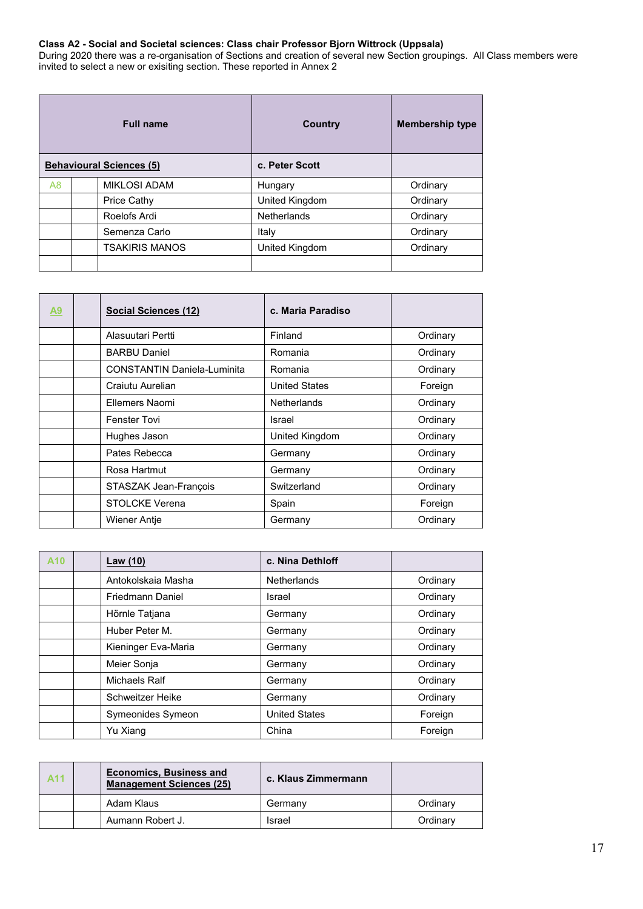**Class A2 - Social and Societal sciences: Class chair Professor Bjorn Wittrock (Uppsala)**
During 2020 there was a re-organisation of Sections and creation of several new Section groupings. All Class members were invited to select a new or exisiting section. These reported in Annex 2

| | | Full name | Country | Membership type |
|---|---|---|---|---|
| | | **Behavioural Sciences (5)** | **c. Peter Scott** | |
| A8 | | MIKLOSI ADAM | Hungary | Ordinary |
| | | Price Cathy | United Kingdom | Ordinary |
| | | Roelofs Ardi | Netherlands | Ordinary |
| | | Semenza Carlo | Italy | Ordinary |
| | | TSAKIRIS MANOS | United Kingdom | Ordinary |
| | | | | |

| A9 | | Social Sciences (12) | c. Maria Paradiso | |
|---|---|---|---|---|
| | | Alasuutari Pertti | Finland | Ordinary |
| | | BARBU Daniel | Romania | Ordinary |
| | | CONSTANTIN Daniela-Luminita | Romania | Ordinary |
| | | Craiutu Aurelian | United States | Foreign |
| | | Ellemers Naomi | Netherlands | Ordinary |
| | | Fenster Tovi | Israel | Ordinary |
| | | Hughes Jason | United Kingdom | Ordinary |
| | | Pates Rebecca | Germany | Ordinary |
| | | Rosa Hartmut | Germany | Ordinary |
| | | STASZAK Jean-François | Switzerland | Ordinary |
| | | STOLCKE Verena | Spain | Foreign |
| | | Wiener Antje | Germany | Ordinary |

| A10 | | Law (10) | c. Nina Dethloff | |
|---|---|---|---|---|
| | | Antokolskaia Masha | Netherlands | Ordinary |
| | | Friedmann Daniel | Israel | Ordinary |
| | | Hörnle Tatjana | Germany | Ordinary |
| | | Huber Peter M. | Germany | Ordinary |
| | | Kieninger Eva-Maria | Germany | Ordinary |
| | | Meier Sonja | Germany | Ordinary |
| | | Michaels Ralf | Germany | Ordinary |
| | | Schweitzer Heike | Germany | Ordinary |
| | | Symeonides Symeon | United States | Foreign |
| | | Yu Xiang | China | Foreign |

| A11 | | Economics, Business and Management Sciences (25) | c. Klaus Zimmermann | |
|---|---|---|---|---|
| | | Adam Klaus | Germany | Ordinary |
| | | Aumann Robert J. | Israel | Ordinary |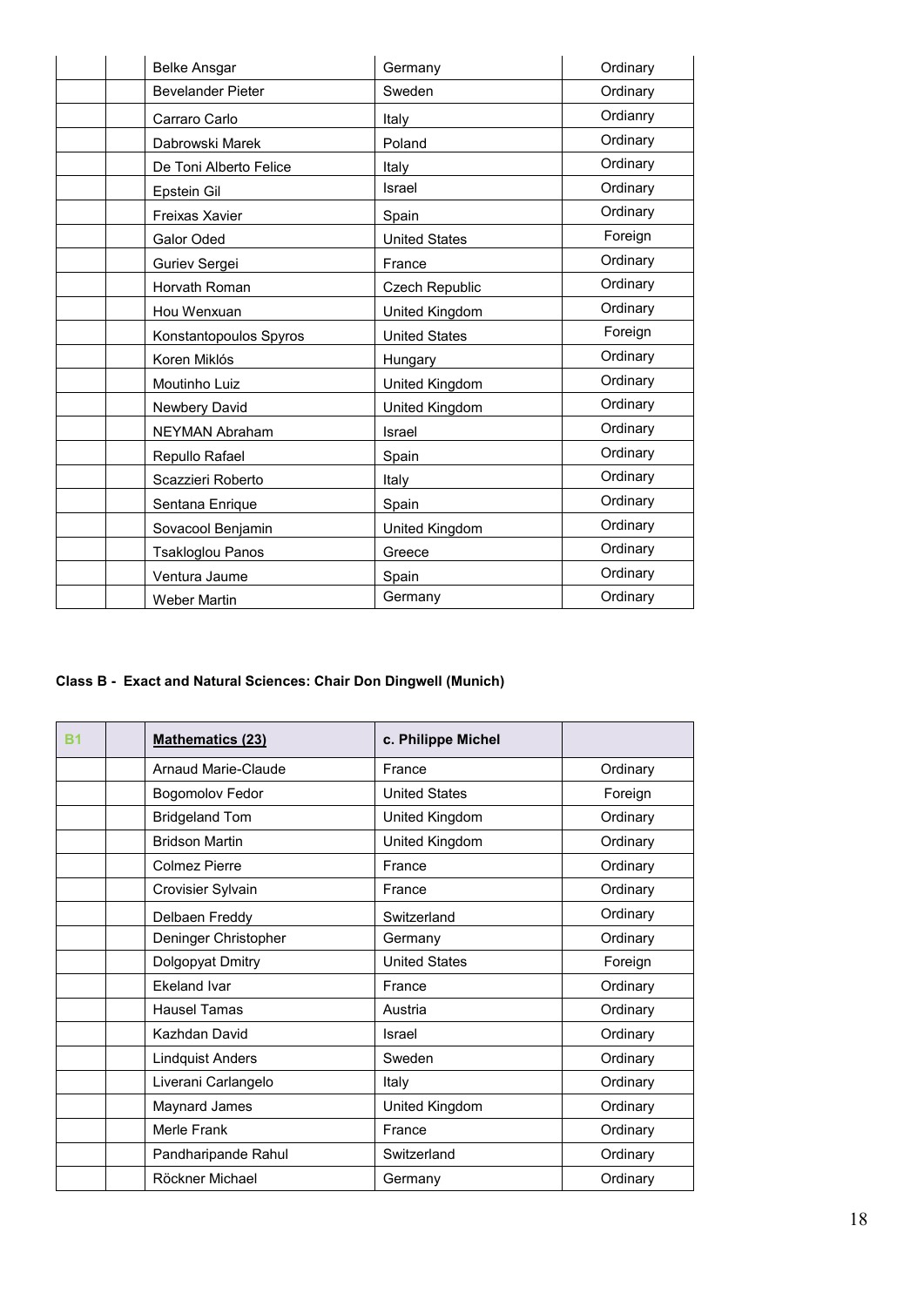| | | | | |
|---|---|---|---|---|
| | | Belke Ansgar | Germany | Ordinary |
| | | Bevelander Pieter | Sweden | Ordinary |
| | | Carraro Carlo | Italy | Ordianry |
| | | Dabrowski Marek | Poland | Ordinary |
| | | De Toni Alberto Felice | Italy | Ordinary |
| | | Epstein Gil | Israel | Ordinary |
| | | Freixas Xavier | Spain | Ordinary |
| | | Galor Oded | United States | Foreign |
| | | Guriev Sergei | France | Ordinary |
| | | Horvath Roman | Czech Republic | Ordinary |
| | | Hou Wenxuan | United Kingdom | Ordinary |
| | | Konstantopoulos Spyros | United States | Foreign |
| | | Koren Miklós | Hungary | Ordinary |
| | | Moutinho Luiz | United Kingdom | Ordinary |
| | | Newbery David | United Kingdom | Ordinary |
| | | NEYMAN Abraham | Israel | Ordinary |
| | | Repullo Rafael | Spain | Ordinary |
| | | Scazzieri Roberto | Italy | Ordinary |
| | | Sentana Enrique | Spain | Ordinary |
| | | Sovacool Benjamin | United Kingdom | Ordinary |
| | | Tsakloglou Panos | Greece | Ordinary |
| | | Ventura Jaume | Spain | Ordinary |
| | | Weber Martin | Germany | Ordinary |

**Class B - Exact and Natural Sciences: Chair Don Dingwell (Munich)**

| B1 | | **Mathematics (23)** | **c. Philippe Michel** | |
|---|---|---|---|---|
| | | Arnaud Marie-Claude | France | Ordinary |
| | | Bogomolov Fedor | United States | Foreign |
| | | Bridgeland Tom | United Kingdom | Ordinary |
| | | Bridson Martin | United Kingdom | Ordinary |
| | | Colmez Pierre | France | Ordinary |
| | | Crovisier Sylvain | France | Ordinary |
| | | Delbaen Freddy | Switzerland | Ordinary |
| | | Deninger Christopher | Germany | Ordinary |
| | | Dolgopyat Dmitry | United States | Foreign |
| | | Ekeland Ivar | France | Ordinary |
| | | Hausel Tamas | Austria | Ordinary |
| | | Kazhdan David | Israel | Ordinary |
| | | Lindquist Anders | Sweden | Ordinary |
| | | Liverani Carlangelo | Italy | Ordinary |
| | | Maynard James | United Kingdom | Ordinary |
| | | Merle Frank | France | Ordinary |
| | | Pandharipande Rahul | Switzerland | Ordinary |
| | | Röckner Michael | Germany | Ordinary |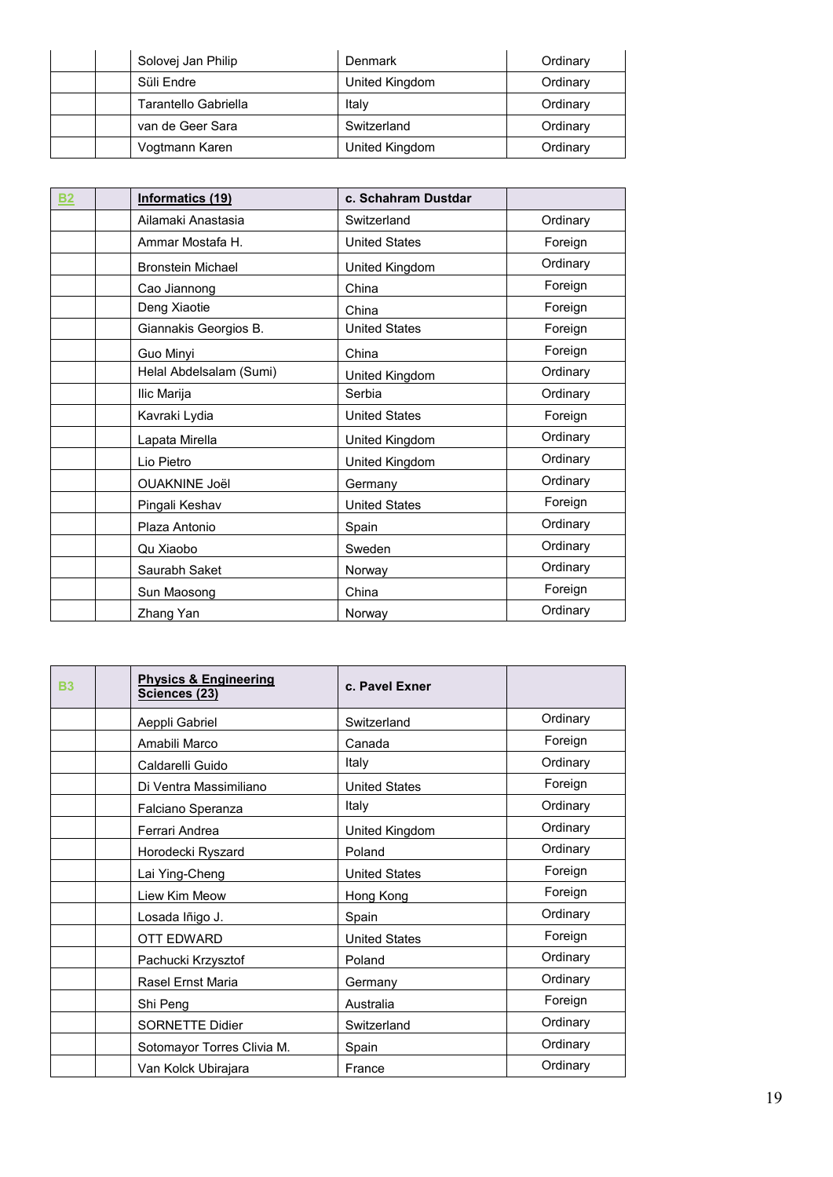| | | | | |
|---|---|---|---|---|
| | | Solovej Jan Philip | Denmark | Ordinary |
| | | Süli Endre | United Kingdom | Ordinary |
| | | Tarantello Gabriella | Italy | Ordinary |
| | | van de Geer Sara | Switzerland | Ordinary |
| | | Vogtmann Karen | United Kingdom | Ordinary |

| B2 | | **Informatics (19)** | **c. Schahram Dustdar** | |
|---|---|---|---|---|
| | | Ailamaki Anastasia | Switzerland | Ordinary |
| | | Ammar Mostafa H. | United States | Foreign |
| | | Bronstein Michael | United Kingdom | Ordinary |
| | | Cao Jiannong | China | Foreign |
| | | Deng Xiaotie | China | Foreign |
| | | Giannakis Georgios B. | United States | Foreign |
| | | Guo Minyi | China | Foreign |
| | | Helal Abdelsalam (Sumi) | United Kingdom | Ordinary |
| | | Ilic Marija | Serbia | Ordinary |
| | | Kavraki Lydia | United States | Foreign |
| | | Lapata Mirella | United Kingdom | Ordinary |
| | | Lio Pietro | United Kingdom | Ordinary |
| | | OUAKNINE Joël | Germany | Ordinary |
| | | Pingali Keshav | United States | Foreign |
| | | Plaza Antonio | Spain | Ordinary |
| | | Qu Xiaobo | Sweden | Ordinary |
| | | Saurabh Saket | Norway | Ordinary |
| | | Sun Maosong | China | Foreign |
| | | Zhang Yan | Norway | Ordinary |

| B3 | | **Physics & Engineering Sciences (23)** | **c. Pavel Exner** | |
|---|---|---|---|---|
| | | Aeppli Gabriel | Switzerland | Ordinary |
| | | Amabili Marco | Canada | Foreign |
| | | Caldarelli Guido | Italy | Ordinary |
| | | Di Ventra Massimiliano | United States | Foreign |
| | | Falciano Speranza | Italy | Ordinary |
| | | Ferrari Andrea | United Kingdom | Ordinary |
| | | Horodecki Ryszard | Poland | Ordinary |
| | | Lai Ying-Cheng | United States | Foreign |
| | | Liew Kim Meow | Hong Kong | Foreign |
| | | Losada Iñigo J. | Spain | Ordinary |
| | | OTT EDWARD | United States | Foreign |
| | | Pachucki Krzysztof | Poland | Ordinary |
| | | Rasel Ernst Maria | Germany | Ordinary |
| | | Shi Peng | Australia | Foreign |
| | | SORNETTE Didier | Switzerland | Ordinary |
| | | Sotomayor Torres Clivia M. | Spain | Ordinary |
| | | Van Kolck Ubirajara | France | Ordinary |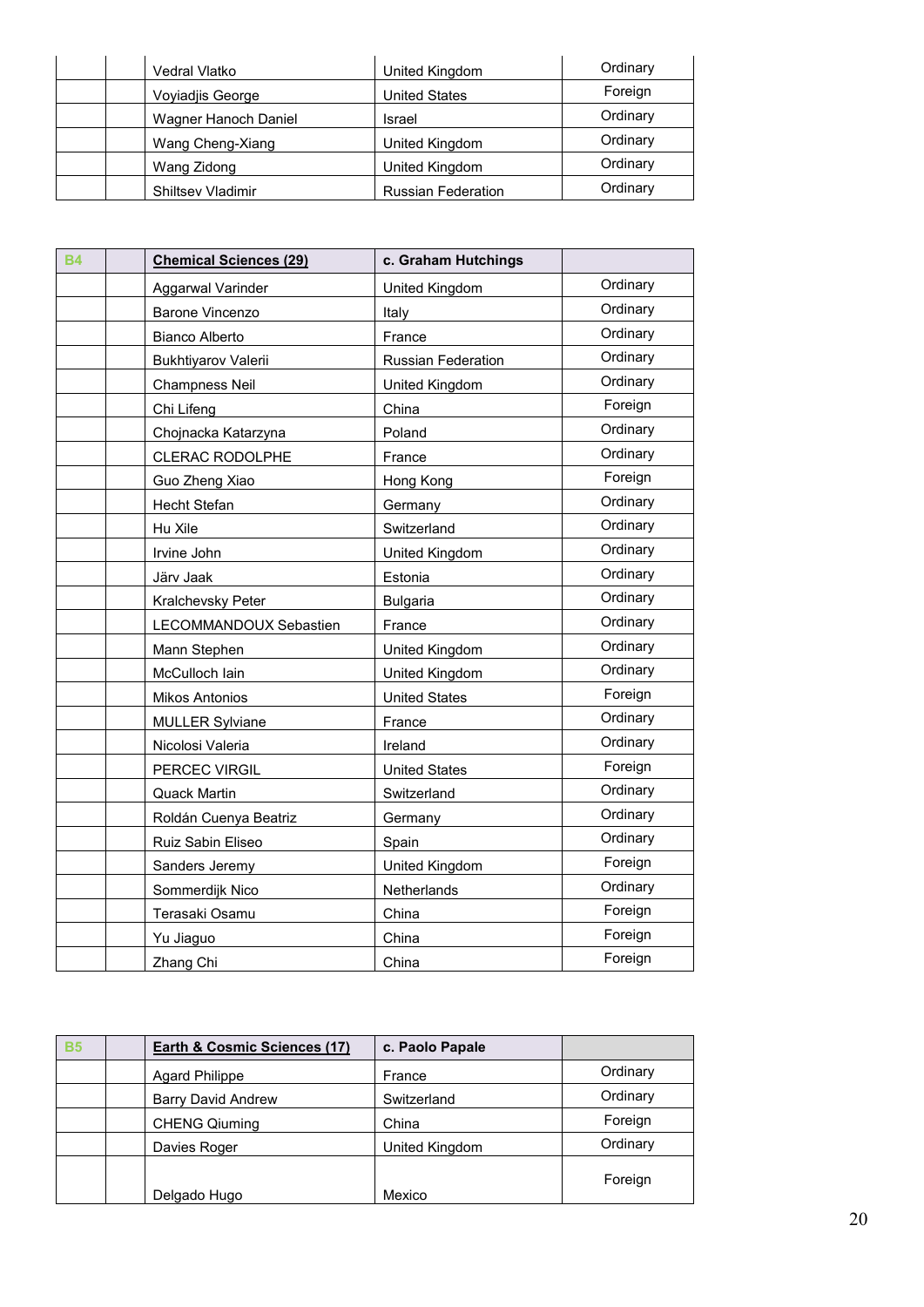| | | | | |
|---|---|---|---|---|
| | | Vedral Vlatko | United Kingdom | Ordinary |
| | | Voyiadjis George | United States | Foreign |
| | | Wagner Hanoch Daniel | Israel | Ordinary |
| | | Wang Cheng-Xiang | United Kingdom | Ordinary |
| | | Wang Zidong | United Kingdom | Ordinary |
| | | Shiltsev Vladimir | Russian Federation | Ordinary |

| B4 | | **Chemical Sciences (29)** | **c. Graham Hutchings** | |
|---|---|---|---|---|
| | | Aggarwal Varinder | United Kingdom | Ordinary |
| | | Barone Vincenzo | Italy | Ordinary |
| | | Bianco Alberto | France | Ordinary |
| | | Bukhtiyarov Valerii | Russian Federation | Ordinary |
| | | Champness Neil | United Kingdom | Ordinary |
| | | Chi Lifeng | China | Foreign |
| | | Chojnacka Katarzyna | Poland | Ordinary |
| | | CLERAC RODOLPHE | France | Ordinary |
| | | Guo Zheng Xiao | Hong Kong | Foreign |
| | | Hecht Stefan | Germany | Ordinary |
| | | Hu Xile | Switzerland | Ordinary |
| | | Irvine John | United Kingdom | Ordinary |
| | | Järv Jaak | Estonia | Ordinary |
| | | Kralchevsky Peter | Bulgaria | Ordinary |
| | | LECOMMANDOUX Sebastien | France | Ordinary |
| | | Mann Stephen | United Kingdom | Ordinary |
| | | McCulloch Iain | United Kingdom | Ordinary |
| | | Mikos Antonios | United States | Foreign |
| | | MULLER Sylviane | France | Ordinary |
| | | Nicolosi Valeria | Ireland | Ordinary |
| | | PERCEC VIRGIL | United States | Foreign |
| | | Quack Martin | Switzerland | Ordinary |
| | | Roldán Cuenya Beatriz | Germany | Ordinary |
| | | Ruiz Sabin Eliseo | Spain | Ordinary |
| | | Sanders Jeremy | United Kingdom | Foreign |
| | | Sommerdijk Nico | Netherlands | Ordinary |
| | | Terasaki Osamu | China | Foreign |
| | | Yu Jiaguo | China | Foreign |
| | | Zhang Chi | China | Foreign |

| B5 | | **Earth & Cosmic Sciences (17)** | **c. Paolo Papale** | |
|---|---|---|---|---|
| | | Agard Philippe | France | Ordinary |
| | | Barry David Andrew | Switzerland | Ordinary |
| | | CHENG Qiuming | China | Foreign |
| | | Davies Roger | United Kingdom | Ordinary |
| | | Delgado Hugo | Mexico | Foreign |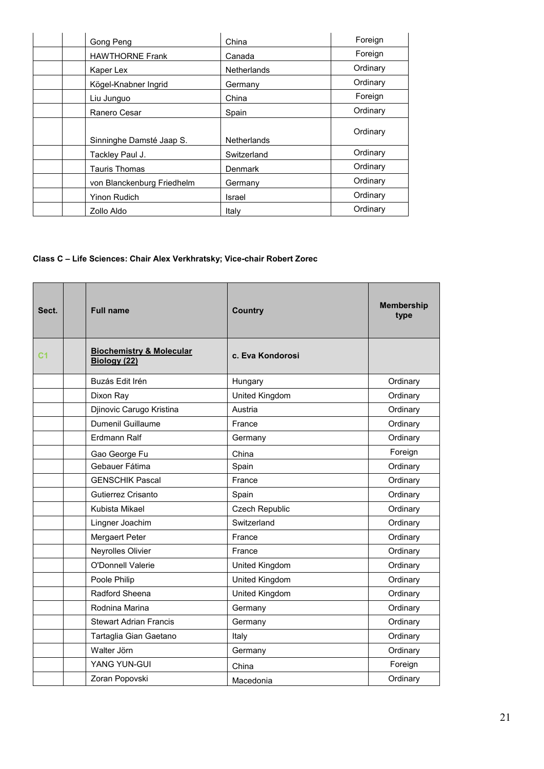| | | | |
|---|---|---|---|
| | Gong Peng | China | Foreign |
| | HAWTHORNE Frank | Canada | Foreign |
| | Kaper Lex | Netherlands | Ordinary |
| | Kögel-Knabner Ingrid | Germany | Ordinary |
| | Liu Junguo | China | Foreign |
| | Ranero Cesar | Spain | Ordinary |
| | Sinninghe Damsté Jaap S. | Netherlands | Ordinary |
| | Tackley Paul J. | Switzerland | Ordinary |
| | Tauris Thomas | Denmark | Ordinary |
| | von Blanckenburg Friedhelm | Germany | Ordinary |
| | Yinon Rudich | Israel | Ordinary |
| | Zollo Aldo | Italy | Ordinary |

**Class C – Life Sciences: Chair Alex Verkhratsky; Vice-chair Robert Zorec**

| Sect. | | Full name | Country | Membership type |
|---|---|---|---|---|
| C1 | | **Biochemistry & Molecular Biology (22)** | **c. Eva Kondorosi** | |
| | | Buzás Edit Irén | Hungary | Ordinary |
| | | Dixon Ray | United Kingdom | Ordinary |
| | | Djinovic Carugo Kristina | Austria | Ordinary |
| | | Dumenil Guillaume | France | Ordinary |
| | | Erdmann Ralf | Germany | Ordinary |
| | | Gao George Fu | China | Foreign |
| | | Gebauer Fátima | Spain | Ordinary |
| | | GENSCHIK Pascal | France | Ordinary |
| | | Gutierrez Crisanto | Spain | Ordinary |
| | | Kubista Mikael | Czech Republic | Ordinary |
| | | Lingner Joachim | Switzerland | Ordinary |
| | | Mergaert Peter | France | Ordinary |
| | | Neyrolles Olivier | France | Ordinary |
| | | O'Donnell Valerie | United Kingdom | Ordinary |
| | | Poole Philip | United Kingdom | Ordinary |
| | | Radford Sheena | United Kingdom | Ordinary |
| | | Rodnina Marina | Germany | Ordinary |
| | | Stewart Adrian Francis | Germany | Ordinary |
| | | Tartaglia Gian Gaetano | Italy | Ordinary |
| | | Walter Jörn | Germany | Ordinary |
| | | YANG YUN-GUI | China | Foreign |
| | | Zoran Popovski | Macedonia | Ordinary |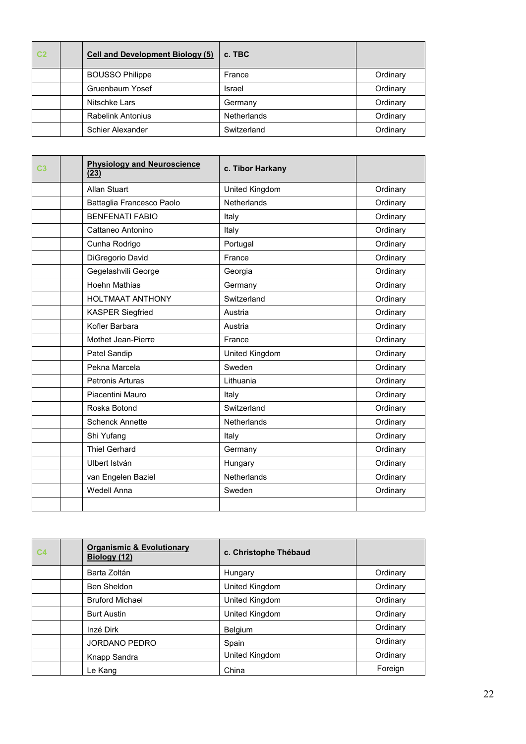| C2 | | Cell and Development Biology (5) | c. TBC | |
|---|---|---|---|---|
| | | BOUSSO Philippe | France | Ordinary |
| | | Gruenbaum Yosef | Israel | Ordinary |
| | | Nitschke Lars | Germany | Ordinary |
| | | Rabelink Antonius | Netherlands | Ordinary |
| | | Schier Alexander | Switzerland | Ordinary |

| C3 | | Physiology and Neuroscience (23) | c. Tibor Harkany | |
|---|---|---|---|---|
| | | Allan Stuart | United Kingdom | Ordinary |
| | | Battaglia Francesco Paolo | Netherlands | Ordinary |
| | | BENFENATI FABIO | Italy | Ordinary |
| | | Cattaneo Antonino | Italy | Ordinary |
| | | Cunha Rodrigo | Portugal | Ordinary |
| | | DiGregorio David | France | Ordinary |
| | | Gegelashvili George | Georgia | Ordinary |
| | | Hoehn Mathias | Germany | Ordinary |
| | | HOLTMAAT ANTHONY | Switzerland | Ordinary |
| | | KASPER Siegfried | Austria | Ordinary |
| | | Kofler Barbara | Austria | Ordinary |
| | | Mothet Jean-Pierre | France | Ordinary |
| | | Patel Sandip | United Kingdom | Ordinary |
| | | Pekna Marcela | Sweden | Ordinary |
| | | Petronis Arturas | Lithuania | Ordinary |
| | | Piacentini Mauro | Italy | Ordinary |
| | | Roska Botond | Switzerland | Ordinary |
| | | Schenck Annette | Netherlands | Ordinary |
| | | Shi Yufang | Italy | Ordinary |
| | | Thiel Gerhard | Germany | Ordinary |
| | | Ulbert István | Hungary | Ordinary |
| | | van Engelen Baziel | Netherlands | Ordinary |
| | | Wedell Anna | Sweden | Ordinary |
| | | | | |

| C4 | | Organismic & Evolutionary Biology (12) | c. Christophe Thébaud | |
|---|---|---|---|---|
| | | Barta Zoltán | Hungary | Ordinary |
| | | Ben Sheldon | United Kingdom | Ordinary |
| | | Bruford Michael | United Kingdom | Ordinary |
| | | Burt Austin | United Kingdom | Ordinary |
| | | Inzé Dirk | Belgium | Ordinary |
| | | JORDANO PEDRO | Spain | Ordinary |
| | | Knapp Sandra | United Kingdom | Ordinary |
| | | Le Kang | China | Foreign |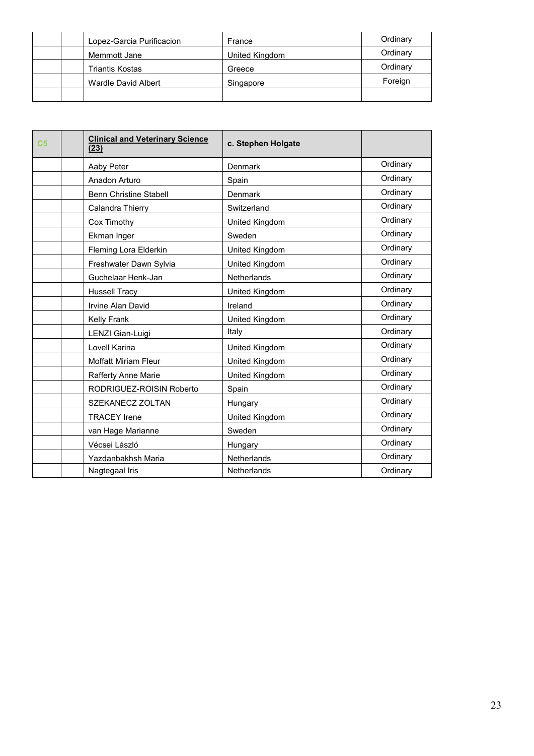| | | | | |
|---|---|---|---|---|
| | | Lopez-Garcia Purificacion | France | Ordinary |
| | | Memmott Jane | United Kingdom | Ordinary |
| | | Triantis Kostas | Greece | Ordinary |
| | | Wardle David Albert | Singapore | Foreign |
| | | | | |

| C5 | | **Clinical and Veterinary Science (23)** | **c. Stephen Holgate** | |
|---|---|---|---|---|
| | | Aaby Peter | Denmark | Ordinary |
| | | Anadon Arturo | Spain | Ordinary |
| | | Benn Christine Stabell | Denmark | Ordinary |
| | | Calandra Thierry | Switzerland | Ordinary |
| | | Cox Timothy | United Kingdom | Ordinary |
| | | Ekman Inger | Sweden | Ordinary |
| | | Fleming Lora Elderkin | United Kingdom | Ordinary |
| | | Freshwater Dawn Sylvia | United Kingdom | Ordinary |
| | | Guchelaar Henk-Jan | Netherlands | Ordinary |
| | | Hussell Tracy | United Kingdom | Ordinary |
| | | Irvine Alan David | Ireland | Ordinary |
| | | Kelly Frank | United Kingdom | Ordinary |
| | | LENZI Gian-Luigi | Italy | Ordinary |
| | | Lovell Karina | United Kingdom | Ordinary |
| | | Moffatt Miriam Fleur | United Kingdom | Ordinary |
| | | Rafferty Anne Marie | United Kingdom | Ordinary |
| | | RODRIGUEZ-ROISIN Roberto | Spain | Ordinary |
| | | SZEKANECZ ZOLTAN | Hungary | Ordinary |
| | | TRACEY Irene | United Kingdom | Ordinary |
| | | van Hage Marianne | Sweden | Ordinary |
| | | Vécsei László | Hungary | Ordinary |
| | | Yazdanbakhsh Maria | Netherlands | Ordinary |
| | | Nagtegaal Iris | Netherlands | Ordinary |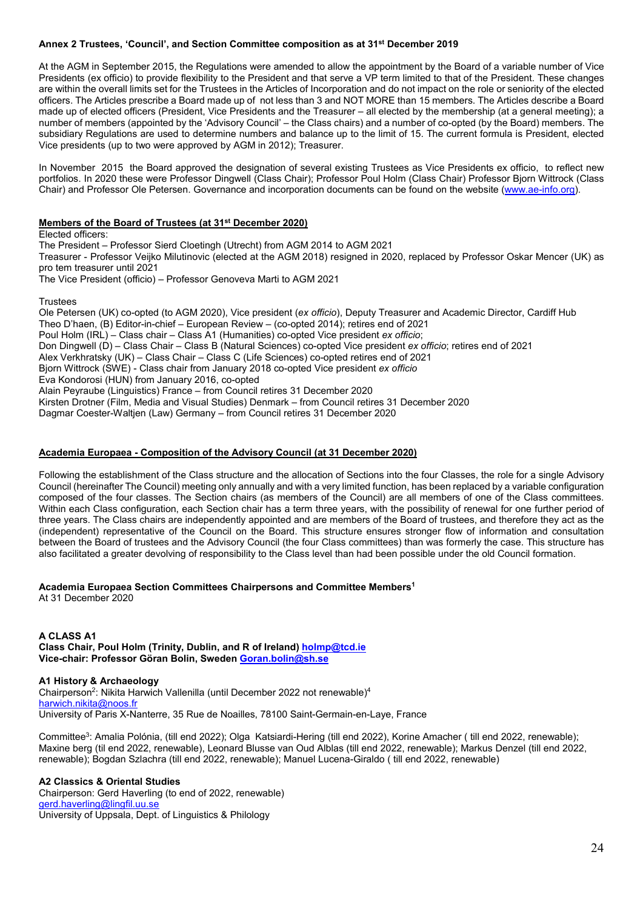### Annex 2 Trustees, 'Council', and Section Committee composition as at 31st December 2019

At the AGM in September 2015, the Regulations were amended to allow the appointment by the Board of a variable number of Vice Presidents (ex officio) to provide flexibility to the President and that serve a VP term limited to that of the President. These changes are within the overall limits set for the Trustees in the Articles of Incorporation and do not impact on the role or seniority of the elected officers. The Articles prescribe a Board made up of not less than 3 and NOT MORE than 15 members. The Articles describe a Board made up of elected officers (President, Vice Presidents and the Treasurer – all elected by the membership (at a general meeting); a number of members (appointed by the 'Advisory Council' – the Class chairs) and a number of co-opted (by the Board) members. The subsidiary Regulations are used to determine numbers and balance up to the limit of 15. The current formula is President, elected Vice presidents (up to two were approved by AGM in 2012); Treasurer.

In November 2015 the Board approved the designation of several existing Trustees as Vice Presidents ex officio, to reflect new portfolios. In 2020 these were Professor Dingwell (Class Chair); Professor Poul Holm (Class Chair) Professor Bjorn Wittrock (Class Chair) and Professor Ole Petersen. Governance and incorporation documents can be found on the website (www.ae-info.org).

#### Members of the Board of Trustees (at 31st December 2020)

Elected officers:

The President – Professor Sierd Cloetingh (Utrecht) from AGM 2014 to AGM 2021

Treasurer - Professor Veijko Milutinovic (elected at the AGM 2018) resigned in 2020, replaced by Professor Oskar Mencer (UK) as pro tem treasurer until 2021

The Vice President (officio) – Professor Genoveva Marti to AGM 2021

Trustees

Ole Petersen (UK) co-opted (to AGM 2020), Vice president (*ex officio*), Deputy Treasurer and Academic Director, Cardiff Hub

Theo D'haen, (B) Editor-in-chief – European Review – (co-opted 2014); retires end of 2021

Poul Holm (IRL) – Class chair – Class A1 (Humanities) co-opted Vice president *ex officio*;

Don Dingwell (D) – Class Chair – Class B (Natural Sciences) co-opted Vice president *ex officio*; retires end of 2021

Alex Verkhratsky (UK) – Class Chair – Class C (Life Sciences) co-opted retires end of 2021

Bjorn Wittrock (SWE) - Class chair from January 2018 co-opted Vice president *ex officio*

Eva Kondorosi (HUN) from January 2016, co-opted

Alain Peyraube (Linguistics) France – from Council retires 31 December 2020

Kirsten Drotner (Film, Media and Visual Studies) Denmark – from Council retires 31 December 2020

Dagmar Coester-Waltjen (Law) Germany – from Council retires 31 December 2020

#### Academia Europaea - Composition of the Advisory Council (at 31 December 2020)

Following the establishment of the Class structure and the allocation of Sections into the four Classes, the role for a single Advisory Council (hereinafter The Council) meeting only annually and with a very limited function, has been replaced by a variable configuration composed of the four classes. The Section chairs (as members of the Council) are all members of one of the Class committees. Within each Class configuration, each Section chair has a term three years, with the possibility of renewal for one further period of three years. The Class chairs are independently appointed and are members of the Board of trustees, and therefore they act as the (independent) representative of the Council on the Board. This structure ensures stronger flow of information and consultation between the Board of trustees and the Advisory Council (the four Class committees) than was formerly the case. This structure has also facilitated a greater devolving of responsibility to the Class level than had been possible under the old Council formation.

#### Academia Europaea Section Committees Chairpersons and Committee Members[1]

At 31 December 2020

**A CLASS A1**
**Class Chair, Poul Holm (Trinity, Dublin, and R of Ireland) holmp@tcd.ie**
**Vice-chair: Professor Göran Bolin, Sweden Goran.bolin@sh.se**

**A1 History & Archaeology**

Chairperson[2]: Nikita Harwich Vallenilla (until December 2022 not renewable)[4]
harwich.nikita@noos.fr
University of Paris X-Nanterre, 35 Rue de Noailles, 78100 Saint-Germain-en-Laye, France

Committee[3]: Amalia Polónia, (till end 2022); Olga Katsiardi-Hering (till end 2022), Korine Amacher ( till end 2022, renewable); Maxine berg (til end 2022, renewable), Leonard Blusse van Oud Alblas (till end 2022, renewable); Markus Denzel (till end 2022, renewable); Bogdan Szlachra (till end 2022, renewable); Manuel Lucena-Giraldo ( till end 2022, renewable)

**A2 Classics & Oriental Studies**

Chairperson: Gerd Haverling (to end of 2022, renewable)
gerd.haverling@lingfil.uu.se
University of Uppsala, Dept. of Linguistics & Philology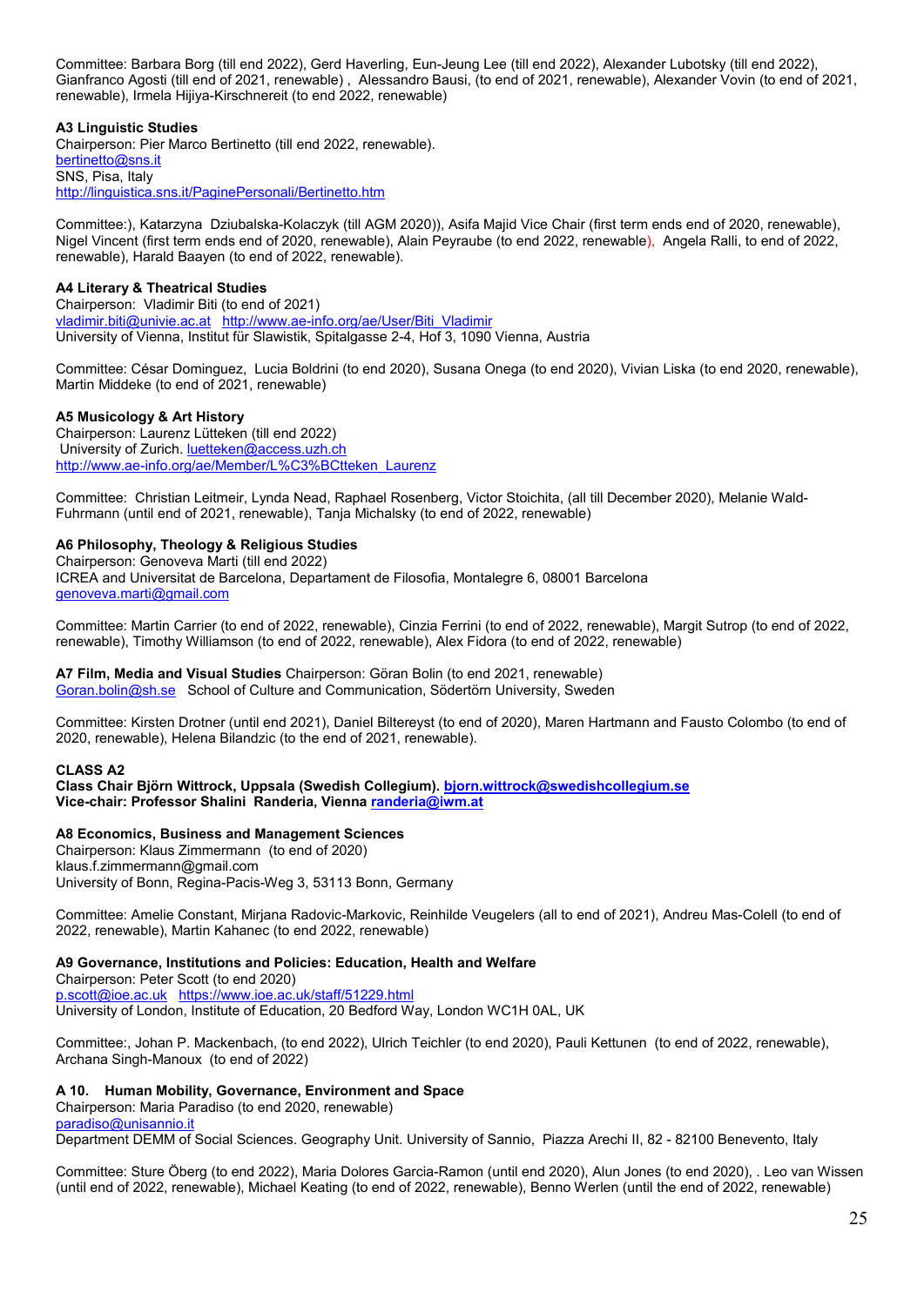Committee: Barbara Borg (till end 2022), Gerd Haverling, Eun-Jeung Lee (till end 2022), Alexander Lubotsky (till end 2022), Gianfranco Agosti (till end of 2021, renewable) , Alessandro Bausi, (to end of 2021, renewable), Alexander Vovin (to end of 2021, renewable), Irmela Hijiya-Kirschnereit (to end 2022, renewable)

### A3 Linguistic Studies

Chairperson: Pier Marco Bertinetto (till end 2022, renewable).
bertinetto@sns.it
SNS, Pisa, Italy
http://linguistica.sns.it/PaginePersonali/Bertinetto.htm

Committee:), Katarzyna Dziubalska-Kolaczyk (till AGM 2020)), Asifa Majid Vice Chair (first term ends end of 2020, renewable), Nigel Vincent (first term ends end of 2020, renewable), Alain Peyraube (to end 2022, renewable), Angela Ralli, to end of 2022, renewable), Harald Baayen (to end of 2022, renewable).

### A4 Literary & Theatrical Studies

Chairperson: Vladimir Biti (to end of 2021)
vladimir.biti@univie.ac.at http://www.ae-info.org/ae/User/Biti_Vladimir
University of Vienna, Institut für Slawistik, Spitalgasse 2-4, Hof 3, 1090 Vienna, Austria

Committee: César Dominguez, Lucia Boldrini (to end 2020), Susana Onega (to end 2020), Vivian Liska (to end 2020, renewable), Martin Middeke (to end of 2021, renewable)

### A5 Musicology & Art History

Chairperson: Laurenz Lütteken (till end 2022)
University of Zurich. luetteken@access.uzh.ch
http://www.ae-info.org/ae/Member/L%C3%BCtteken_Laurenz

Committee: Christian Leitmeir, Lynda Nead, Raphael Rosenberg, Victor Stoichita, (all till December 2020), Melanie Wald-Fuhrmann (until end of 2021, renewable), Tanja Michalsky (to end of 2022, renewable)

### A6 Philosophy, Theology & Religious Studies

Chairperson: Genoveva Marti (till end 2022)
ICREA and Universitat de Barcelona, Departament de Filosofia, Montalegre 6, 08001 Barcelona
genoveva.marti@gmail.com

Committee: Martin Carrier (to end of 2022, renewable), Cinzia Ferrini (to end of 2022, renewable), Margit Sutrop (to end of 2022, renewable), Timothy Williamson (to end of 2022, renewable), Alex Fidora (to end of 2022, renewable)

**A7 Film, Media and Visual Studies** Chairperson: Göran Bolin (to end 2021, renewable)
Goran.bolin@sh.se School of Culture and Communication, Södertörn University, Sweden

Committee: Kirsten Drotner (until end 2021), Daniel Biltereyst (to end of 2020), Maren Hartmann and Fausto Colombo (to end of 2020, renewable), Helena Bilandzic (to the end of 2021, renewable).

## CLASS A2

**Class Chair Björn Wittrock, Uppsala (Swedish Collegium). bjorn.wittrock@swedishcollegium.se**
**Vice-chair: Professor Shalini Randeria, Vienna randeria@iwm.at**

### A8 Economics, Business and Management Sciences

Chairperson: Klaus Zimmermann (to end of 2020)
klaus.f.zimmermann@gmail.com
University of Bonn, Regina-Pacis-Weg 3, 53113 Bonn, Germany

Committee: Amelie Constant, Mirjana Radovic-Markovic, Reinhilde Veugelers (all to end of 2021), Andreu Mas-Colell (to end of 2022, renewable), Martin Kahanec (to end 2022, renewable)

### A9 Governance, Institutions and Policies: Education, Health and Welfare

Chairperson: Peter Scott (to end 2020)
p.scott@ioe.ac.uk https://www.ioe.ac.uk/staff/51229.html
University of London, Institute of Education, 20 Bedford Way, London WC1H 0AL, UK

Committee:, Johan P. Mackenbach, (to end 2022), Ulrich Teichler (to end 2020), Pauli Kettunen (to end of 2022, renewable), Archana Singh-Manoux (to end of 2022)

### A 10. Human Mobility, Governance, Environment and Space

Chairperson: Maria Paradiso (to end 2020, renewable)
paradiso@unisannio.it
Department DEMM of Social Sciences. Geography Unit. University of Sannio, Piazza Arechi II, 82 - 82100 Benevento, Italy

Committee: Sture Öberg (to end 2022), Maria Dolores Garcia-Ramon (until end 2020), Alun Jones (to end 2020), . Leo van Wissen (until end of 2022, renewable), Michael Keating (to end of 2022, renewable), Benno Werlen (until the end of 2022, renewable)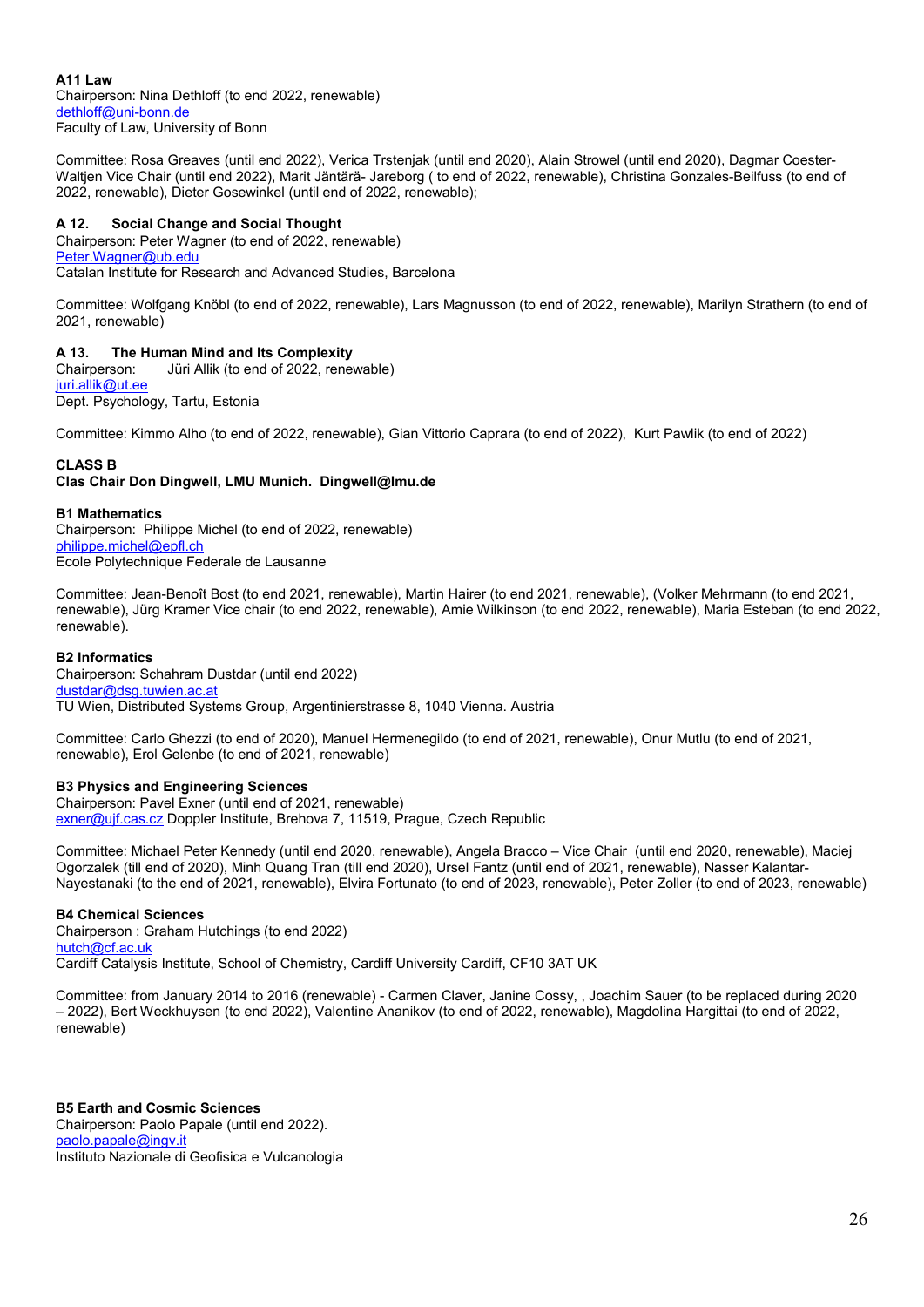**A11 Law**
Chairperson: Nina Dethloff (to end 2022, renewable)
dethloff@uni-bonn.de
Faculty of Law, University of Bonn

Committee: Rosa Greaves (until end 2022), Verica Trstenjak (until end 2020), Alain Strowel (until end 2020), Dagmar Coester-Waltjen Vice Chair (until end 2022), Marit Jäntärä- Jareborg ( to end of 2022, renewable), Christina Gonzales-Beilfuss (to end of 2022, renewable), Dieter Gosewinkel (until end of 2022, renewable);

**A 12. Social Change and Social Thought**
Chairperson: Peter Wagner (to end of 2022, renewable)
Peter.Wagner@ub.edu
Catalan Institute for Research and Advanced Studies, Barcelona

Committee: Wolfgang Knöbl (to end of 2022, renewable), Lars Magnusson (to end of 2022, renewable), Marilyn Strathern (to end of 2021, renewable)

**A 13. The Human Mind and Its Complexity**
Chairperson: Jüri Allik (to end of 2022, renewable)
juri.allik@ut.ee
Dept. Psychology, Tartu, Estonia

Committee: Kimmo Alho (to end of 2022, renewable), Gian Vittorio Caprara (to end of 2022), Kurt Pawlik (to end of 2022)

**CLASS B**
**Clas Chair Don Dingwell, LMU Munich. Dingwell@lmu.de**

**B1 Mathematics**
Chairperson: Philippe Michel (to end of 2022, renewable)
philippe.michel@epfl.ch
Ecole Polytechnique Federale de Lausanne

Committee: Jean-Benoît Bost (to end 2021, renewable), Martin Hairer (to end 2021, renewable), (Volker Mehrmann (to end 2021, renewable), Jürg Kramer Vice chair (to end 2022, renewable), Amie Wilkinson (to end 2022, renewable), Maria Esteban (to end 2022, renewable).

**B2 Informatics**
Chairperson: Schahram Dustdar (until end 2022)
dustdar@dsg.tuwien.ac.at
TU Wien, Distributed Systems Group, Argentinierstrasse 8, 1040 Vienna. Austria

Committee: Carlo Ghezzi (to end of 2020), Manuel Hermenegildo (to end of 2021, renewable), Onur Mutlu (to end of 2021, renewable), Erol Gelenbe (to end of 2021, renewable)

**B3 Physics and Engineering Sciences**
Chairperson: Pavel Exner (until end of 2021, renewable)
exner@ujf.cas.cz Doppler Institute, Brehova 7, 11519, Prague, Czech Republic

Committee: Michael Peter Kennedy (until end 2020, renewable), Angela Bracco – Vice Chair (until end 2020, renewable), Maciej Ogorzalek (till end of 2020), Minh Quang Tran (till end 2020), Ursel Fantz (until end of 2021, renewable), Nasser Kalantar-Nayestanaki (to the end of 2021, renewable), Elvira Fortunato (to end of 2023, renewable), Peter Zoller (to end of 2023, renewable)

**B4 Chemical Sciences**
Chairperson : Graham Hutchings (to end 2022)
hutch@cf.ac.uk
Cardiff Catalysis Institute, School of Chemistry, Cardiff University Cardiff, CF10 3AT UK

Committee: from January 2014 to 2016 (renewable) - Carmen Claver, Janine Cossy, , Joachim Sauer (to be replaced during 2020 – 2022), Bert Weckhuysen (to end 2022), Valentine Ananikov (to end of 2022, renewable), Magdolina Hargittai (to end of 2022, renewable)

**B5 Earth and Cosmic Sciences**
Chairperson: Paolo Papale (until end 2022).
paolo.papale@ingv.it
Instituto Nazionale di Geofisica e Vulcanologia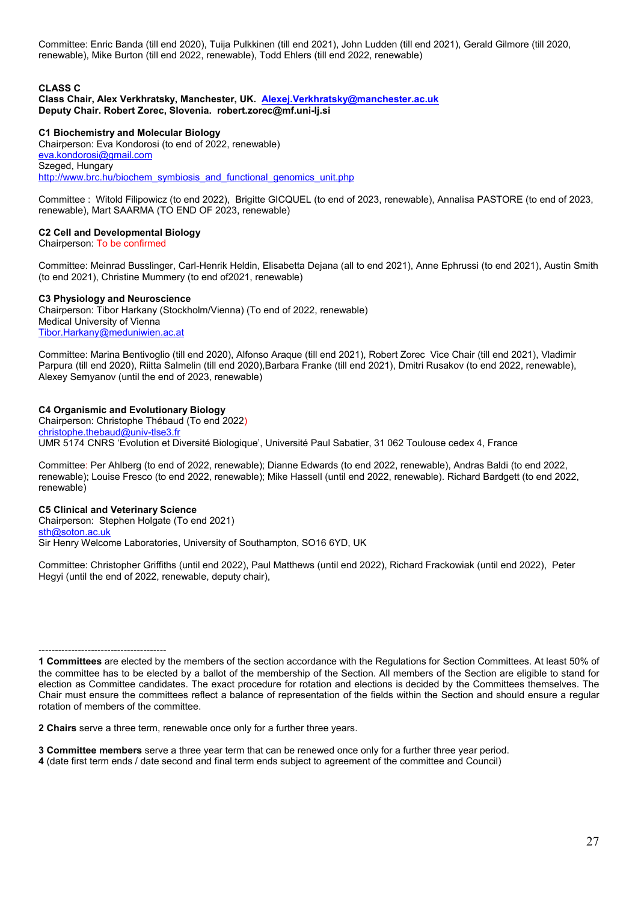Committee: Enric Banda (till end 2020), Tuija Pulkkinen (till end 2021), John Ludden (till end 2021), Gerald Gilmore (till 2020, renewable), Mike Burton (till end 2022, renewable), Todd Ehlers (till end 2022, renewable)

**CLASS C**
**Class Chair, Alex Verkhratsky, Manchester, UK. Alexej.Verkhratsky@manchester.ac.uk**
**Deputy Chair. Robert Zorec, Slovenia. robert.zorec@mf.uni-lj.si**

**C1 Biochemistry and Molecular Biology**
Chairperson: Eva Kondorosi (to end of 2022, renewable)
eva.kondorosi@gmail.com
Szeged, Hungary
http://www.brc.hu/biochem_symbiosis_and_functional_genomics_unit.php

Committee : Witold Filipowicz (to end 2022), Brigitte GICQUEL (to end of 2023, renewable), Annalisa PASTORE (to end of 2023, renewable), Mart SAARMA (TO END OF 2023, renewable)

**C2 Cell and Developmental Biology**
Chairperson: To be confirmed

Committee: Meinrad Busslinger, Carl-Henrik Heldin, Elisabetta Dejana (all to end 2021), Anne Ephrussi (to end 2021), Austin Smith (to end 2021), Christine Mummery (to end of2021, renewable)

**C3 Physiology and Neuroscience**
Chairperson: Tibor Harkany (Stockholm/Vienna) (To end of 2022, renewable)
Medical University of Vienna
Tibor.Harkany@meduniwien.ac.at

Committee: Marina Bentivoglio (till end 2020), Alfonso Araque (till end 2021), Robert Zorec Vice Chair (till end 2021), Vladimir Parpura (till end 2020), Riitta Salmelin (till end 2020),Barbara Franke (till end 2021), Dmitri Rusakov (to end 2022, renewable), Alexey Semyanov (until the end of 2023, renewable)

**C4 Organismic and Evolutionary Biology**
Chairperson: Christophe Thébaud (To end 2022)
christophe.thebaud@univ-tlse3.fr
UMR 5174 CNRS 'Evolution et Diversité Biologique', Université Paul Sabatier, 31 062 Toulouse cedex 4, France

Committee: Per Ahlberg (to end of 2022, renewable); Dianne Edwards (to end 2022, renewable), Andras Baldi (to end 2022, renewable); Louise Fresco (to end 2022, renewable); Mike Hassell (until end 2022, renewable). Richard Bardgett (to end 2022, renewable)

**C5 Clinical and Veterinary Science**
Chairperson: Stephen Holgate (To end 2021)
sth@soton.ac.uk
Sir Henry Welcome Laboratories, University of Southampton, SO16 6YD, UK

Committee: Christopher Griffiths (until end 2022), Paul Matthews (until end 2022), Richard Frackowiak (until end 2022), Peter Hegyi (until the end of 2022, renewable, deputy chair),

---

**1 Committees** are elected by the members of the section accordance with the Regulations for Section Committees. At least 50% of the committee has to be elected by a ballot of the membership of the Section. All members of the Section are eligible to stand for election as Committee candidates. The exact procedure for rotation and elections is decided by the Committees themselves. The Chair must ensure the committees reflect a balance of representation of the fields within the Section and should ensure a regular rotation of members of the committee.

**2 Chairs** serve a three term, renewable once only for a further three years.

**3 Committee members** serve a three year term that can be renewed once only for a further three year period.
**4** (date first term ends / date second and final term ends subject to agreement of the committee and Council)